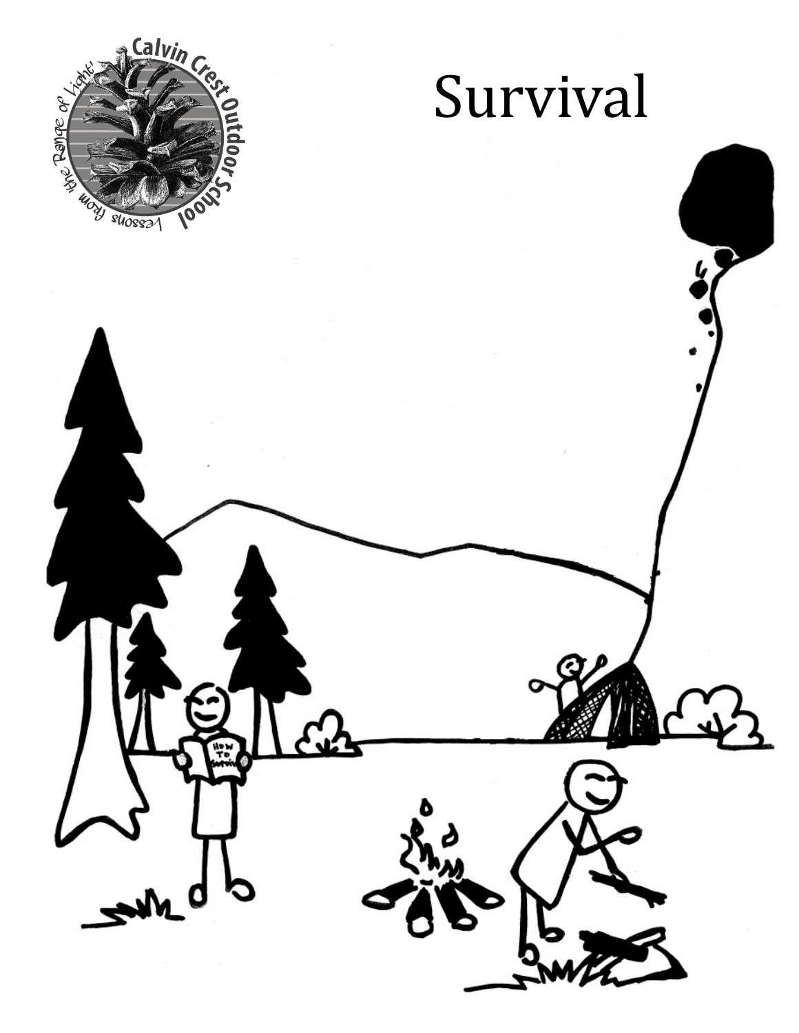# Survival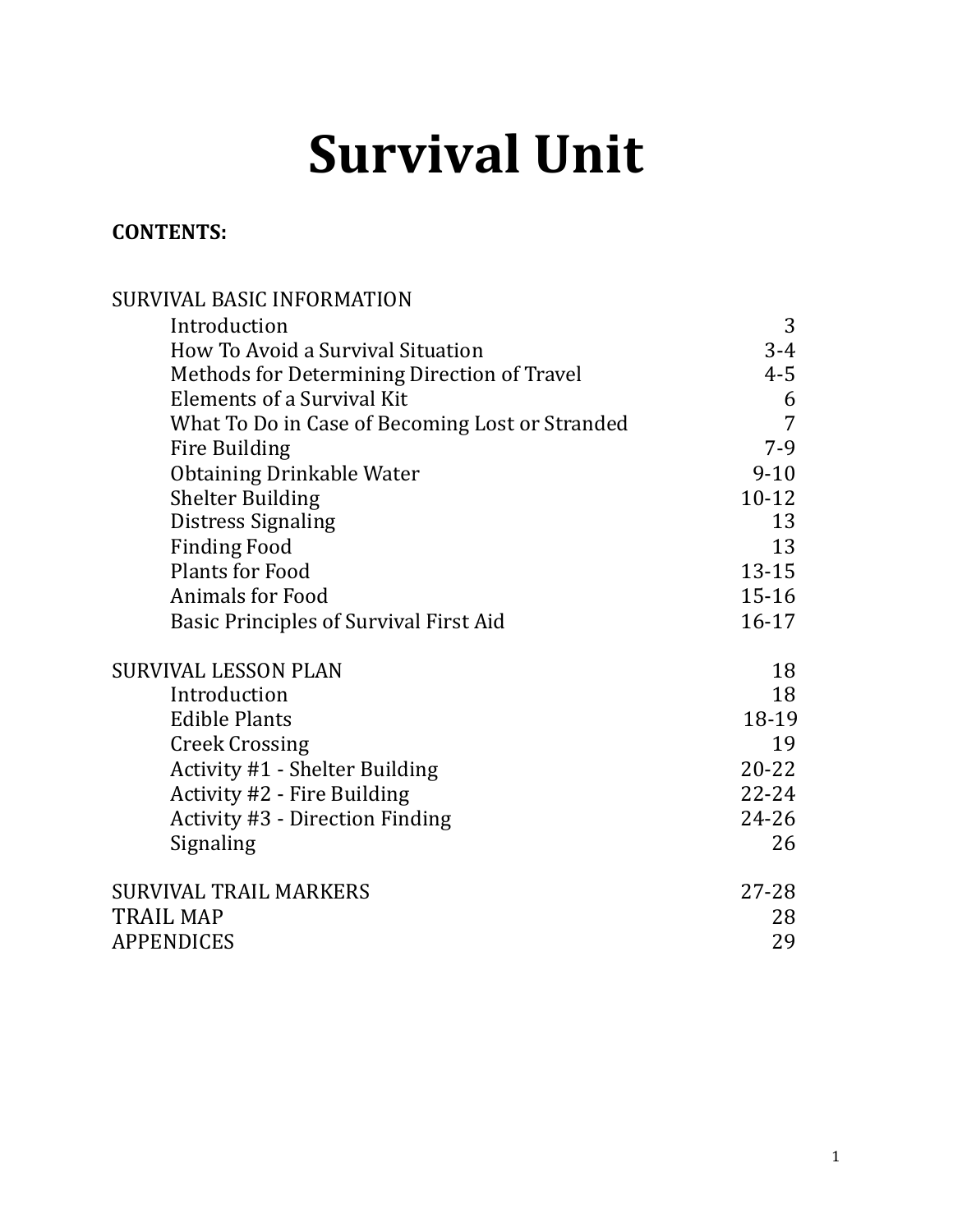# Survival Unit

**CONTENTS:**

| | |
|---|---|
| SURVIVAL BASIC INFORMATION | |
| Introduction | 3 |
| How To Avoid a Survival Situation | 3-4 |
| Methods for Determining Direction of Travel | 4-5 |
| Elements of a Survival Kit | 6 |
| What To Do in Case of Becoming Lost or Stranded | 7 |
| Fire Building | 7-9 |
| Obtaining Drinkable Water | 9-10 |
| Shelter Building | 10-12 |
| Distress Signaling | 13 |
| Finding Food | 13 |
| Plants for Food | 13-15 |
| Animals for Food | 15-16 |
| Basic Principles of Survival First Aid | 16-17 |
| SURVIVAL LESSON PLAN | 18 |
| Introduction | 18 |
| Edible Plants | 18-19 |
| Creek Crossing | 19 |
| Activity #1 - Shelter Building | 20-22 |
| Activity #2 - Fire Building | 22-24 |
| Activity #3 - Direction Finding | 24-26 |
| Signaling | 26 |
| SURVIVAL TRAIL MARKERS | 27-28 |
| TRAIL MAP | 28 |
| APPENDICES | 29 |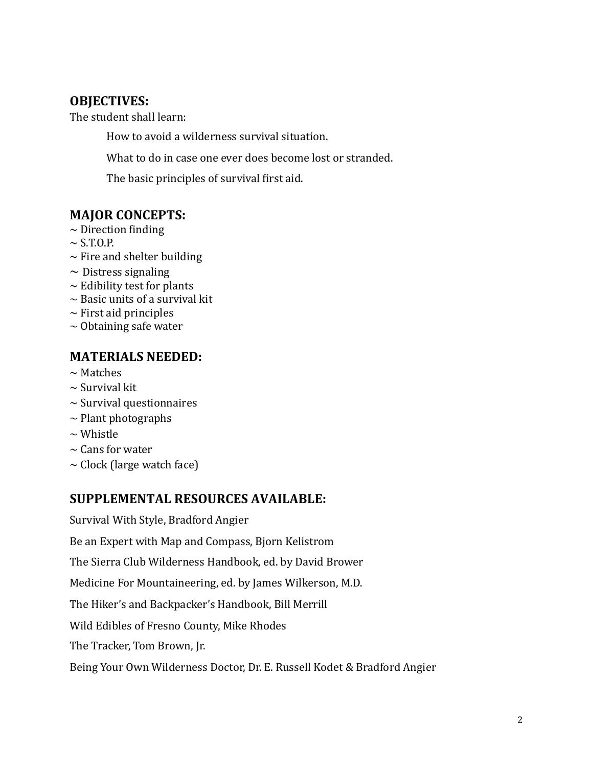## OBJECTIVES:

The student shall learn:

How to avoid a wilderness survival situation.

What to do in case one ever does become lost or stranded.

The basic principles of survival first aid.

## MAJOR CONCEPTS:

~ Direction finding
~ S.T.O.P.
~ Fire and shelter building
~ Distress signaling
~ Edibility test for plants
~ Basic units of a survival kit
~ First aid principles
~ Obtaining safe water

## MATERIALS NEEDED:

~ Matches
~ Survival kit
~ Survival questionnaires
~ Plant photographs
~ Whistle
~ Cans for water
~ Clock (large watch face)

## SUPPLEMENTAL RESOURCES AVAILABLE:

Survival With Style, Bradford Angier

Be an Expert with Map and Compass, Bjorn Kelistrom

The Sierra Club Wilderness Handbook, ed. by David Brower

Medicine For Mountaineering, ed. by James Wilkerson, M.D.

The Hiker's and Backpacker's Handbook, Bill Merrill

Wild Edibles of Fresno County, Mike Rhodes

The Tracker, Tom Brown, Jr.

Being Your Own Wilderness Doctor, Dr. E. Russell Kodet & Bradford Angier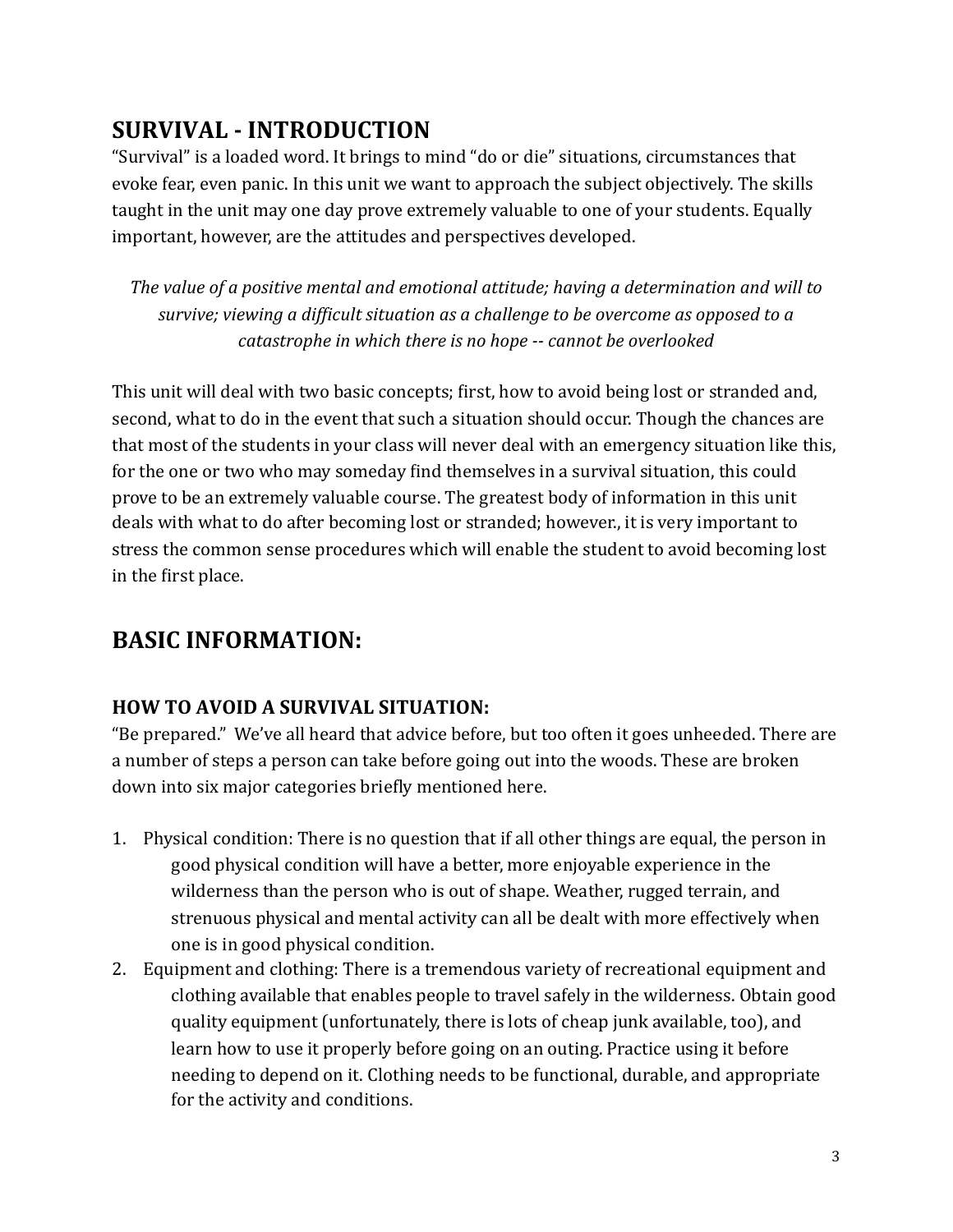## SURVIVAL - INTRODUCTION

"Survival" is a loaded word. It brings to mind "do or die" situations, circumstances that evoke fear, even panic. In this unit we want to approach the subject objectively. The skills taught in the unit may one day prove extremely valuable to one of your students. Equally important, however, are the attitudes and perspectives developed.

*The value of a positive mental and emotional attitude; having a determination and will to survive; viewing a difficult situation as a challenge to be overcome as opposed to a catastrophe in which there is no hope -- cannot be overlooked*

This unit will deal with two basic concepts; first, how to avoid being lost or stranded and, second, what to do in the event that such a situation should occur. Though the chances are that most of the students in your class will never deal with an emergency situation like this, for the one or two who may someday find themselves in a survival situation, this could prove to be an extremely valuable course. The greatest body of information in this unit deals with what to do after becoming lost or stranded; however., it is very important to stress the common sense procedures which will enable the student to avoid becoming lost in the first place.

## BASIC INFORMATION:

### HOW TO AVOID A SURVIVAL SITUATION:

"Be prepared." We've all heard that advice before, but too often it goes unheeded. There are a number of steps a person can take before going out into the woods. These are broken down into six major categories briefly mentioned here.

1. Physical condition: There is no question that if all other things are equal, the person in good physical condition will have a better, more enjoyable experience in the wilderness than the person who is out of shape. Weather, rugged terrain, and strenuous physical and mental activity can all be dealt with more effectively when one is in good physical condition.
2. Equipment and clothing: There is a tremendous variety of recreational equipment and clothing available that enables people to travel safely in the wilderness. Obtain good quality equipment (unfortunately, there is lots of cheap junk available, too), and learn how to use it properly before going on an outing. Practice using it before needing to depend on it. Clothing needs to be functional, durable, and appropriate for the activity and conditions.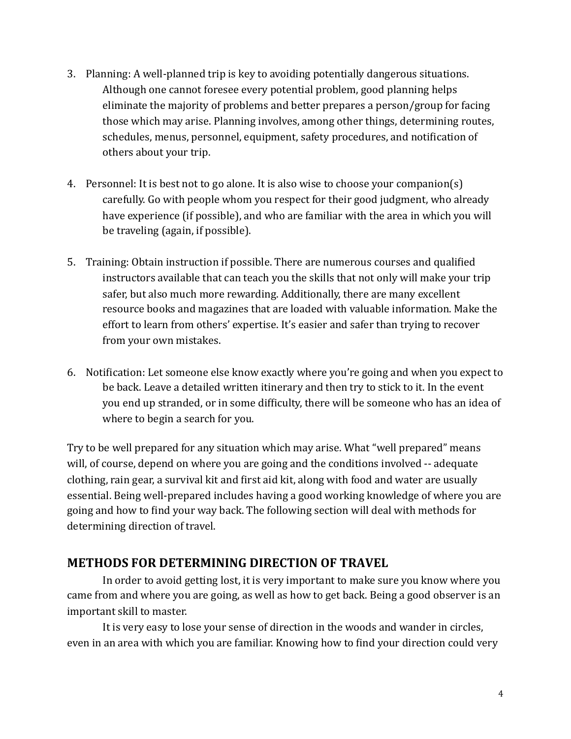3. Planning: A well-planned trip is key to avoiding potentially dangerous situations. Although one cannot foresee every potential problem, good planning helps eliminate the majority of problems and better prepares a person/group for facing those which may arise. Planning involves, among other things, determining routes, schedules, menus, personnel, equipment, safety procedures, and notification of others about your trip.

4. Personnel: It is best not to go alone. It is also wise to choose your companion(s) carefully. Go with people whom you respect for their good judgment, who already have experience (if possible), and who are familiar with the area in which you will be traveling (again, if possible).

5. Training: Obtain instruction if possible. There are numerous courses and qualified instructors available that can teach you the skills that not only will make your trip safer, but also much more rewarding. Additionally, there are many excellent resource books and magazines that are loaded with valuable information. Make the effort to learn from others' expertise. It's easier and safer than trying to recover from your own mistakes.

6. Notification: Let someone else know exactly where you're going and when you expect to be back. Leave a detailed written itinerary and then try to stick to it. In the event you end up stranded, or in some difficulty, there will be someone who has an idea of where to begin a search for you.

Try to be well prepared for any situation which may arise. What "well prepared" means will, of course, depend on where you are going and the conditions involved -- adequate clothing, rain gear, a survival kit and first aid kit, along with food and water are usually essential. Being well-prepared includes having a good working knowledge of where you are going and how to find your way back. The following section will deal with methods for determining direction of travel.

## METHODS FOR DETERMINING DIRECTION OF TRAVEL

In order to avoid getting lost, it is very important to make sure you know where you came from and where you are going, as well as how to get back. Being a good observer is an important skill to master.

It is very easy to lose your sense of direction in the woods and wander in circles, even in an area with which you are familiar. Knowing how to find your direction could very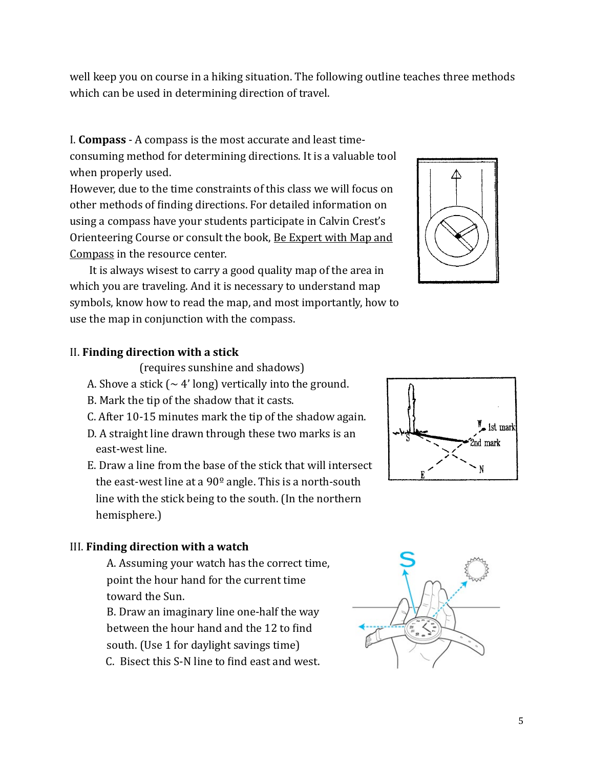well keep you on course in a hiking situation. The following outline teaches three methods which can be used in determining direction of travel.

I. **Compass** - A compass is the most accurate and least time-consuming method for determining directions. It is a valuable tool when properly used.
However, due to the time constraints of this class we will focus on other methods of finding directions. For detailed information on using a compass have your students participate in Calvin Crest's Orienteering Course or consult the book, Be Expert with Map and Compass in the resource center.

It is always wisest to carry a good quality map of the area in which you are traveling. And it is necessary to understand map symbols, know how to read the map, and most importantly, how to use the map in conjunction with the compass.

II. **Finding direction with a stick**

(requires sunshine and shadows)

A. Shove a stick (~ 4' long) vertically into the ground.
B. Mark the tip of the shadow that it casts.
C. After 10-15 minutes mark the tip of the shadow again.
D. A straight line drawn through these two marks is an east-west line.
E. Draw a line from the base of the stick that will intersect the east-west line at a 90º angle. This is a north-south line with the stick being to the south. (In the northern hemisphere.)

III. **Finding direction with a watch**

A. Assuming your watch has the correct time, point the hour hand for the current time toward the Sun.
B. Draw an imaginary line one-half the way between the hour hand and the 12 to find south. (Use 1 for daylight savings time)
C. Bisect this S-N line to find east and west.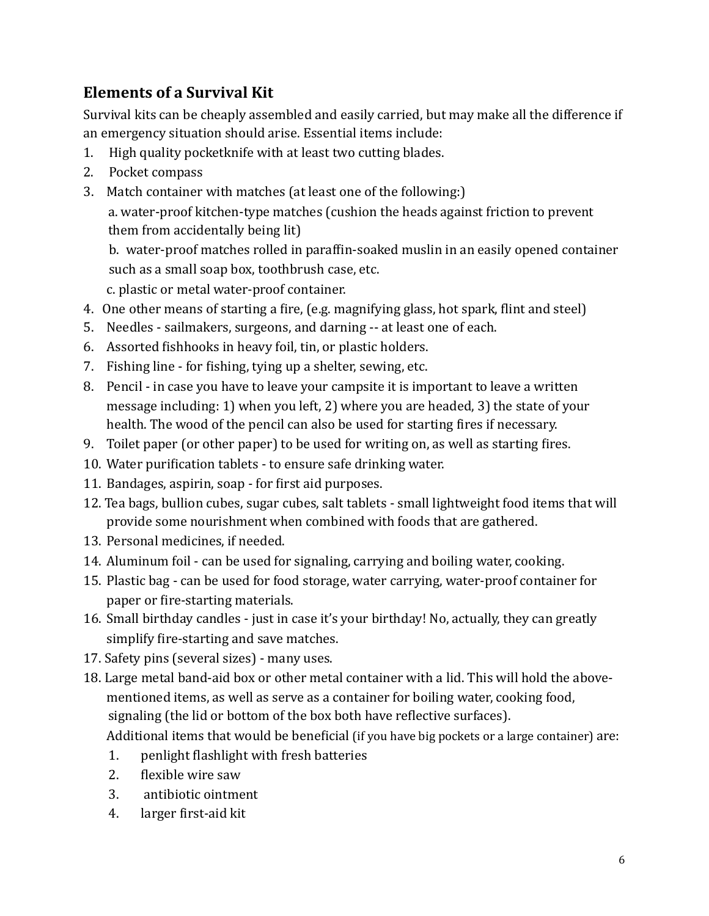## Elements of a Survival Kit

Survival kits can be cheaply assembled and easily carried, but may make all the difference if an emergency situation should arise. Essential items include:

1. High quality pocketknife with at least two cutting blades.
2. Pocket compass
3. Match container with matches (at least one of the following:)
   a. water-proof kitchen-type matches (cushion the heads against friction to prevent them from accidentally being lit)
   b. water-proof matches rolled in paraffin-soaked muslin in an easily opened container such as a small soap box, toothbrush case, etc.
   c. plastic or metal water-proof container.
4. One other means of starting a fire, (e.g. magnifying glass, hot spark, flint and steel)
5. Needles - sailmakers, surgeons, and darning -- at least one of each.
6. Assorted fishhooks in heavy foil, tin, or plastic holders.
7. Fishing line - for fishing, tying up a shelter, sewing, etc.
8. Pencil - in case you have to leave your campsite it is important to leave a written message including: 1) when you left, 2) where you are headed, 3) the state of your health. The wood of the pencil can also be used for starting fires if necessary.
9. Toilet paper (or other paper) to be used for writing on, as well as starting fires.
10. Water purification tablets - to ensure safe drinking water.
11. Bandages, aspirin, soap - for first aid purposes.
12. Tea bags, bullion cubes, sugar cubes, salt tablets - small lightweight food items that will provide some nourishment when combined with foods that are gathered.
13. Personal medicines, if needed.
14. Aluminum foil - can be used for signaling, carrying and boiling water, cooking.
15. Plastic bag - can be used for food storage, water carrying, water-proof container for paper or fire-starting materials.
16. Small birthday candles - just in case it's your birthday! No, actually, they can greatly simplify fire-starting and save matches.
17. Safety pins (several sizes) - many uses.
18. Large metal band-aid box or other metal container with a lid. This will hold the above-mentioned items, as well as serve as a container for boiling water, cooking food, signaling (the lid or bottom of the box both have reflective surfaces).

    Additional items that would be beneficial (if you have big pockets or a large container) are:

    1. penlight flashlight with fresh batteries
    2. flexible wire saw
    3. antibiotic ointment
    4. larger first-aid kit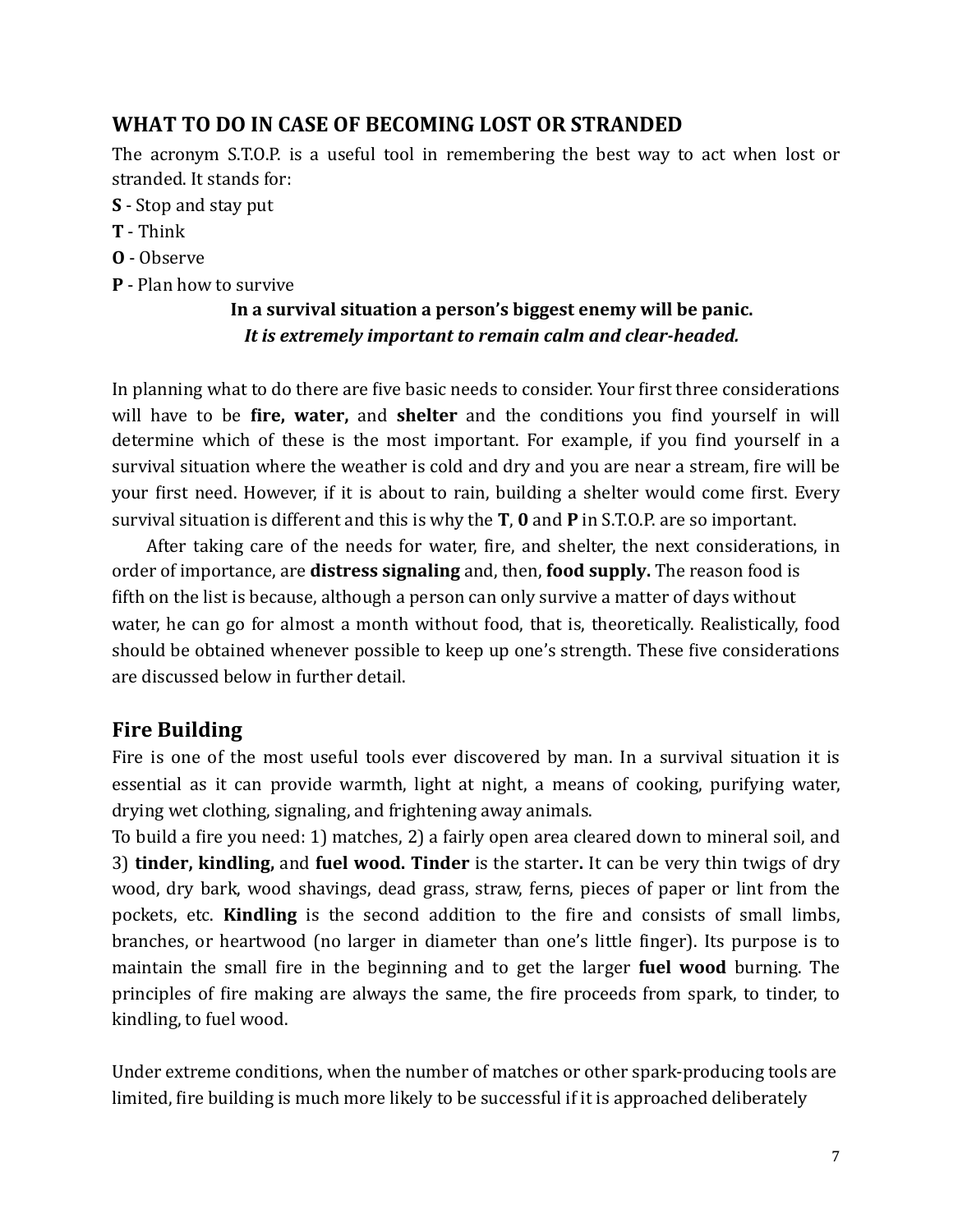## WHAT TO DO IN CASE OF BECOMING LOST OR STRANDED

The acronym S.T.O.P. is a useful tool in remembering the best way to act when lost or stranded. It stands for:

**S** - Stop and stay put
**T** - Think
**O** - Observe
**P** - Plan how to survive

**In a survival situation a person's biggest enemy will be panic.**
***It is extremely important to remain calm and clear-headed.***

In planning what to do there are five basic needs to consider. Your first three considerations will have to be **fire, water,** and **shelter** and the conditions you find yourself in will determine which of these is the most important. For example, if you find yourself in a survival situation where the weather is cold and dry and you are near a stream, fire will be your first need. However, if it is about to rain, building a shelter would come first. Every survival situation is different and this is why the **T**, **0** and **P** in S.T.O.P. are so important.

After taking care of the needs for water, fire, and shelter, the next considerations, in order of importance, are **distress signaling** and, then, **food supply.** The reason food is fifth on the list is because, although a person can only survive a matter of days without water, he can go for almost a month without food, that is, theoretically. Realistically, food should be obtained whenever possible to keep up one's strength. These five considerations are discussed below in further detail.

## Fire Building

Fire is one of the most useful tools ever discovered by man. In a survival situation it is essential as it can provide warmth, light at night, a means of cooking, purifying water, drying wet clothing, signaling, and frightening away animals.

To build a fire you need: 1) matches, 2) a fairly open area cleared down to mineral soil, and 3) **tinder, kindling,** and **fuel wood. Tinder** is the starter**.** It can be very thin twigs of dry wood, dry bark, wood shavings, dead grass, straw, ferns, pieces of paper or lint from the pockets, etc. **Kindling** is the second addition to the fire and consists of small limbs, branches, or heartwood (no larger in diameter than one's little finger). Its purpose is to maintain the small fire in the beginning and to get the larger **fuel wood** burning. The principles of fire making are always the same, the fire proceeds from spark, to tinder, to kindling, to fuel wood.

Under extreme conditions, when the number of matches or other spark-producing tools are limited, fire building is much more likely to be successful if it is approached deliberately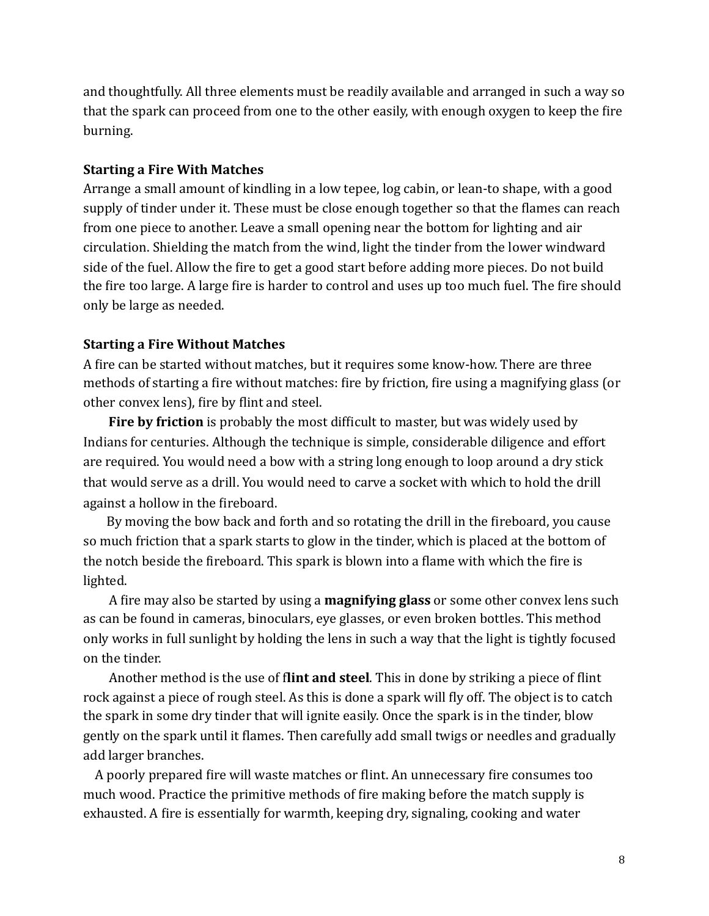and thoughtfully. All three elements must be readily available and arranged in such a way so that the spark can proceed from one to the other easily, with enough oxygen to keep the fire burning.

**Starting a Fire With Matches**

Arrange a small amount of kindling in a low tepee, log cabin, or lean-to shape, with a good supply of tinder under it. These must be close enough together so that the flames can reach from one piece to another. Leave a small opening near the bottom for lighting and air circulation. Shielding the match from the wind, light the tinder from the lower windward side of the fuel. Allow the fire to get a good start before adding more pieces. Do not build the fire too large. A large fire is harder to control and uses up too much fuel. The fire should only be large as needed.

**Starting a Fire Without Matches**

A fire can be started without matches, but it requires some know-how. There are three methods of starting a fire without matches: fire by friction, fire using a magnifying glass (or other convex lens), fire by flint and steel.

**Fire by friction** is probably the most difficult to master, but was widely used by Indians for centuries. Although the technique is simple, considerable diligence and effort are required. You would need a bow with a string long enough to loop around a dry stick that would serve as a drill. You would need to carve a socket with which to hold the drill against a hollow in the fireboard.

By moving the bow back and forth and so rotating the drill in the fireboard, you cause so much friction that a spark starts to glow in the tinder, which is placed at the bottom of the notch beside the fireboard. This spark is blown into a flame with which the fire is lighted.

A fire may also be started by using a **magnifying glass** or some other convex lens such as can be found in cameras, binoculars, eye glasses, or even broken bottles. This method only works in full sunlight by holding the lens in such a way that the light is tightly focused on the tinder.

Another method is the use of f**lint and steel**. This in done by striking a piece of flint rock against a piece of rough steel. As this is done a spark will fly off. The object is to catch the spark in some dry tinder that will ignite easily. Once the spark is in the tinder, blow gently on the spark until it flames. Then carefully add small twigs or needles and gradually add larger branches.

A poorly prepared fire will waste matches or flint. An unnecessary fire consumes too much wood. Practice the primitive methods of fire making before the match supply is exhausted. A fire is essentially for warmth, keeping dry, signaling, cooking and water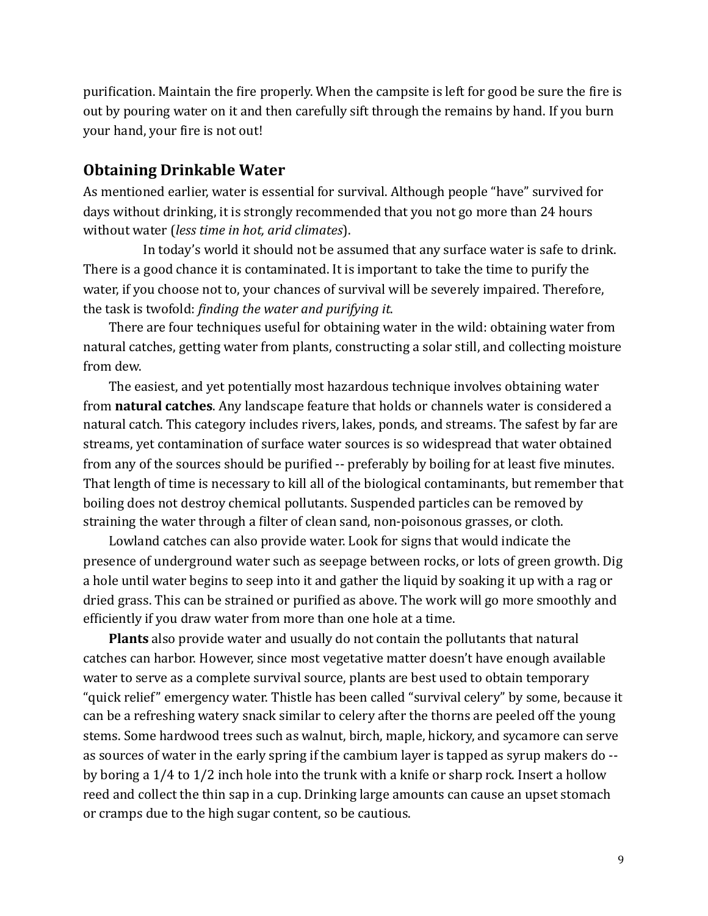purification. Maintain the fire properly. When the campsite is left for good be sure the fire is out by pouring water on it and then carefully sift through the remains by hand. If you burn your hand, your fire is not out!

## Obtaining Drinkable Water

As mentioned earlier, water is essential for survival. Although people "have" survived for days without drinking, it is strongly recommended that you not go more than 24 hours without water (*less time in hot, arid climates*).

In today's world it should not be assumed that any surface water is safe to drink. There is a good chance it is contaminated. It is important to take the time to purify the water, if you choose not to, your chances of survival will be severely impaired. Therefore, the task is twofold: *finding the water and purifying it*.

There are four techniques useful for obtaining water in the wild: obtaining water from natural catches, getting water from plants, constructing a solar still, and collecting moisture from dew.

The easiest, and yet potentially most hazardous technique involves obtaining water from **natural catches**. Any landscape feature that holds or channels water is considered a natural catch. This category includes rivers, lakes, ponds, and streams. The safest by far are streams, yet contamination of surface water sources is so widespread that water obtained from any of the sources should be purified -- preferably by boiling for at least five minutes. That length of time is necessary to kill all of the biological contaminants, but remember that boiling does not destroy chemical pollutants. Suspended particles can be removed by straining the water through a filter of clean sand, non-poisonous grasses, or cloth.

Lowland catches can also provide water. Look for signs that would indicate the presence of underground water such as seepage between rocks, or lots of green growth. Dig a hole until water begins to seep into it and gather the liquid by soaking it up with a rag or dried grass. This can be strained or purified as above. The work will go more smoothly and efficiently if you draw water from more than one hole at a time.

**Plants** also provide water and usually do not contain the pollutants that natural catches can harbor. However, since most vegetative matter doesn't have enough available water to serve as a complete survival source, plants are best used to obtain temporary "quick relief" emergency water. Thistle has been called "survival celery" by some, because it can be a refreshing watery snack similar to celery after the thorns are peeled off the young stems. Some hardwood trees such as walnut, birch, maple, hickory, and sycamore can serve as sources of water in the early spring if the cambium layer is tapped as syrup makers do -- by boring a 1/4 to 1/2 inch hole into the trunk with a knife or sharp rock. Insert a hollow reed and collect the thin sap in a cup. Drinking large amounts can cause an upset stomach or cramps due to the high sugar content, so be cautious.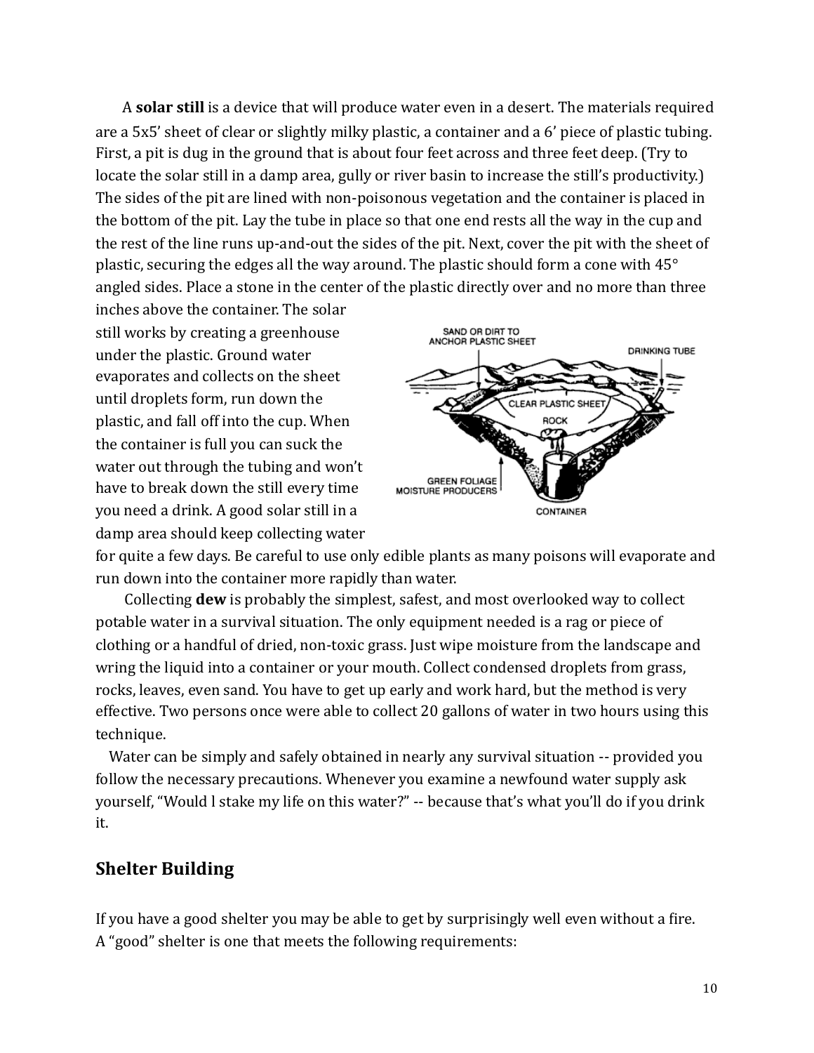A **solar still** is a device that will produce water even in a desert. The materials required are a 5x5' sheet of clear or slightly milky plastic, a container and a 6' piece of plastic tubing. First, a pit is dug in the ground that is about four feet across and three feet deep. (Try to locate the solar still in a damp area, gully or river basin to increase the still's productivity.) The sides of the pit are lined with non-poisonous vegetation and the container is placed in the bottom of the pit. Lay the tube in place so that one end rests all the way in the cup and the rest of the line runs up-and-out the sides of the pit. Next, cover the pit with the sheet of plastic, securing the edges all the way around. The plastic should form a cone with 45° angled sides. Place a stone in the center of the plastic directly over and no more than three inches above the container. The solar still works by creating a greenhouse under the plastic. Ground water evaporates and collects on the sheet until droplets form, run down the plastic, and fall off into the cup. When the container is full you can suck the water out through the tubing and won't have to break down the still every time you need a drink. A good solar still in a damp area should keep collecting water for quite a few days. Be careful to use only edible plants as many poisons will evaporate and run down into the container more rapidly than water.

Collecting **dew** is probably the simplest, safest, and most overlooked way to collect potable water in a survival situation. The only equipment needed is a rag or piece of clothing or a handful of dried, non-toxic grass. Just wipe moisture from the landscape and wring the liquid into a container or your mouth. Collect condensed droplets from grass, rocks, leaves, even sand. You have to get up early and work hard, but the method is very effective. Two persons once were able to collect 20 gallons of water in two hours using this technique.

Water can be simply and safely obtained in nearly any survival situation -- provided you follow the necessary precautions. Whenever you examine a newfound water supply ask yourself, "Would l stake my life on this water?" -- because that's what you'll do if you drink it.

## Shelter Building

If you have a good shelter you may be able to get by surprisingly well even without a fire. A "good" shelter is one that meets the following requirements: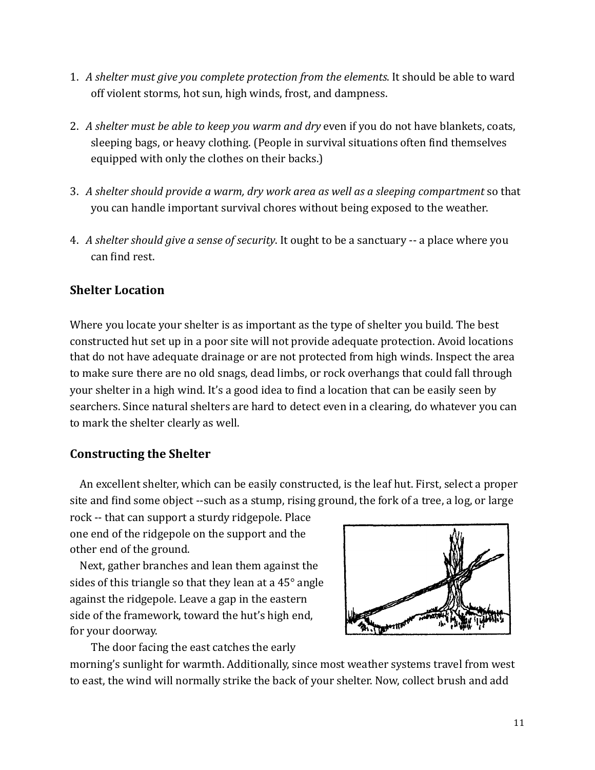1. *A shelter must give you complete protection from the elements*. It should be able to ward off violent storms, hot sun, high winds, frost, and dampness.

2. *A shelter must be able to keep you warm and dry* even if you do not have blankets, coats, sleeping bags, or heavy clothing. (People in survival situations often find themselves equipped with only the clothes on their backs.)

3. *A shelter should provide a warm, dry work area as well as a sleeping compartment* so that you can handle important survival chores without being exposed to the weather.

4. *A shelter should give a sense of security*. It ought to be a sanctuary -- a place where you can find rest.

## Shelter Location

Where you locate your shelter is as important as the type of shelter you build. The best constructed hut set up in a poor site will not provide adequate protection. Avoid locations that do not have adequate drainage or are not protected from high winds. Inspect the area to make sure there are no old snags, dead limbs, or rock overhangs that could fall through your shelter in a high wind. It's a good idea to find a location that can be easily seen by searchers. Since natural shelters are hard to detect even in a clearing, do whatever you can to mark the shelter clearly as well.

## Constructing the Shelter

An excellent shelter, which can be easily constructed, is the leaf hut. First, select a proper site and find some object --such as a stump, rising ground, the fork of a tree, a log, or large rock -- that can support a sturdy ridgepole. Place one end of the ridgepole on the support and the other end of the ground.

Next, gather branches and lean them against the sides of this triangle so that they lean at a 45° angle against the ridgepole. Leave a gap in the eastern side of the framework, toward the hut's high end, for your doorway.

The door facing the east catches the early morning's sunlight for warmth. Additionally, since most weather systems travel from west to east, the wind will normally strike the back of your shelter. Now, collect brush and add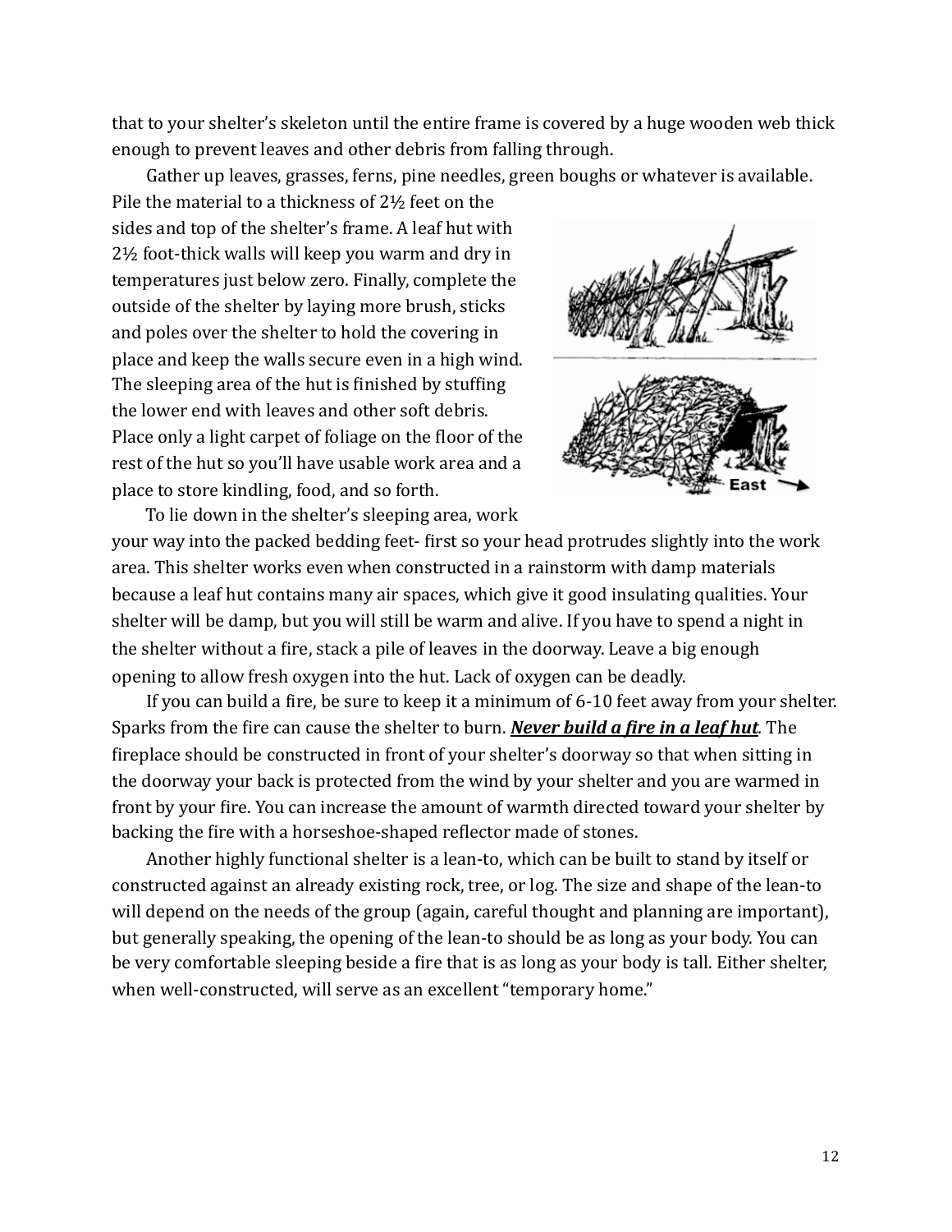that to your shelter's skeleton until the entire frame is covered by a huge wooden web thick enough to prevent leaves and other debris from falling through.

Gather up leaves, grasses, ferns, pine needles, green boughs or whatever is available. Pile the material to a thickness of 2½ feet on the sides and top of the shelter's frame. A leaf hut with 2½ foot-thick walls will keep you warm and dry in temperatures just below zero. Finally, complete the outside of the shelter by laying more brush, sticks and poles over the shelter to hold the covering in place and keep the walls secure even in a high wind. The sleeping area of the hut is finished by stuffing the lower end with leaves and other soft debris. Place only a light carpet of foliage on the floor of the rest of the hut so you'll have usable work area and a place to store kindling, food, and so forth.

To lie down in the shelter's sleeping area, work your way into the packed bedding feet- first so your head protrudes slightly into the work area. This shelter works even when constructed in a rainstorm with damp materials because a leaf hut contains many air spaces, which give it good insulating qualities. Your shelter will be damp, but you will still be warm and alive. If you have to spend a night in the shelter without a fire, stack a pile of leaves in the doorway. Leave a big enough opening to allow fresh oxygen into the hut. Lack of oxygen can be deadly.

If you can build a fire, be sure to keep it a minimum of 6-10 feet away from your shelter. Sparks from the fire can cause the shelter to burn. ***<u>Never build a fire in a leaf hut</u>***. The fireplace should be constructed in front of your shelter's doorway so that when sitting in the doorway your back is protected from the wind by your shelter and you are warmed in front by your fire. You can increase the amount of warmth directed toward your shelter by backing the fire with a horseshoe-shaped reflector made of stones.

Another highly functional shelter is a lean-to, which can be built to stand by itself or constructed against an already existing rock, tree, or log. The size and shape of the lean-to will depend on the needs of the group (again, careful thought and planning are important), but generally speaking, the opening of the lean-to should be as long as your body. You can be very comfortable sleeping beside a fire that is as long as your body is tall. Either shelter, when well-constructed, will serve as an excellent "temporary home."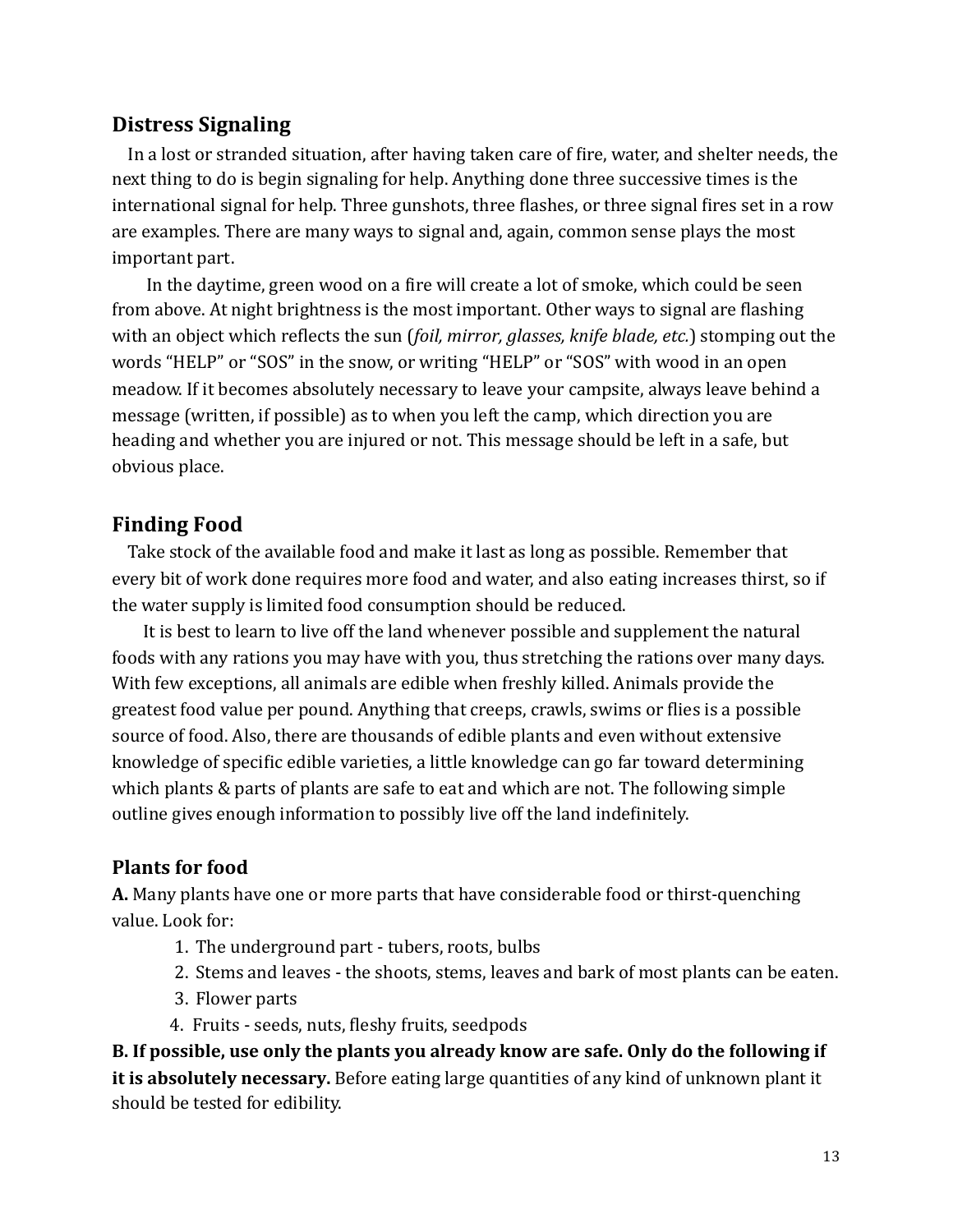## Distress Signaling

In a lost or stranded situation, after having taken care of fire, water, and shelter needs, the next thing to do is begin signaling for help. Anything done three successive times is the international signal for help. Three gunshots, three flashes, or three signal fires set in a row are examples. There are many ways to signal and, again, common sense plays the most important part.

In the daytime, green wood on a fire will create a lot of smoke, which could be seen from above. At night brightness is the most important. Other ways to signal are flashing with an object which reflects the sun (*foil, mirror, glasses, knife blade, etc.*) stomping out the words "HELP" or "SOS" in the snow, or writing "HELP" or "SOS" with wood in an open meadow. If it becomes absolutely necessary to leave your campsite, always leave behind a message (written, if possible) as to when you left the camp, which direction you are heading and whether you are injured or not. This message should be left in a safe, but obvious place.

## Finding Food

Take stock of the available food and make it last as long as possible. Remember that every bit of work done requires more food and water, and also eating increases thirst, so if the water supply is limited food consumption should be reduced.

It is best to learn to live off the land whenever possible and supplement the natural foods with any rations you may have with you, thus stretching the rations over many days. With few exceptions, all animals are edible when freshly killed. Animals provide the greatest food value per pound. Anything that creeps, crawls, swims or flies is a possible source of food. Also, there are thousands of edible plants and even without extensive knowledge of specific edible varieties, a little knowledge can go far toward determining which plants & parts of plants are safe to eat and which are not. The following simple outline gives enough information to possibly live off the land indefinitely.

### Plants for food

**A.** Many plants have one or more parts that have considerable food or thirst-quenching value. Look for:

1. The underground part - tubers, roots, bulbs
2. Stems and leaves - the shoots, stems, leaves and bark of most plants can be eaten.
3. Flower parts
4. Fruits - seeds, nuts, fleshy fruits, seedpods

**B. If possible, use only the plants you already know are safe. Only do the following if it is absolutely necessary.** Before eating large quantities of any kind of unknown plant it should be tested for edibility.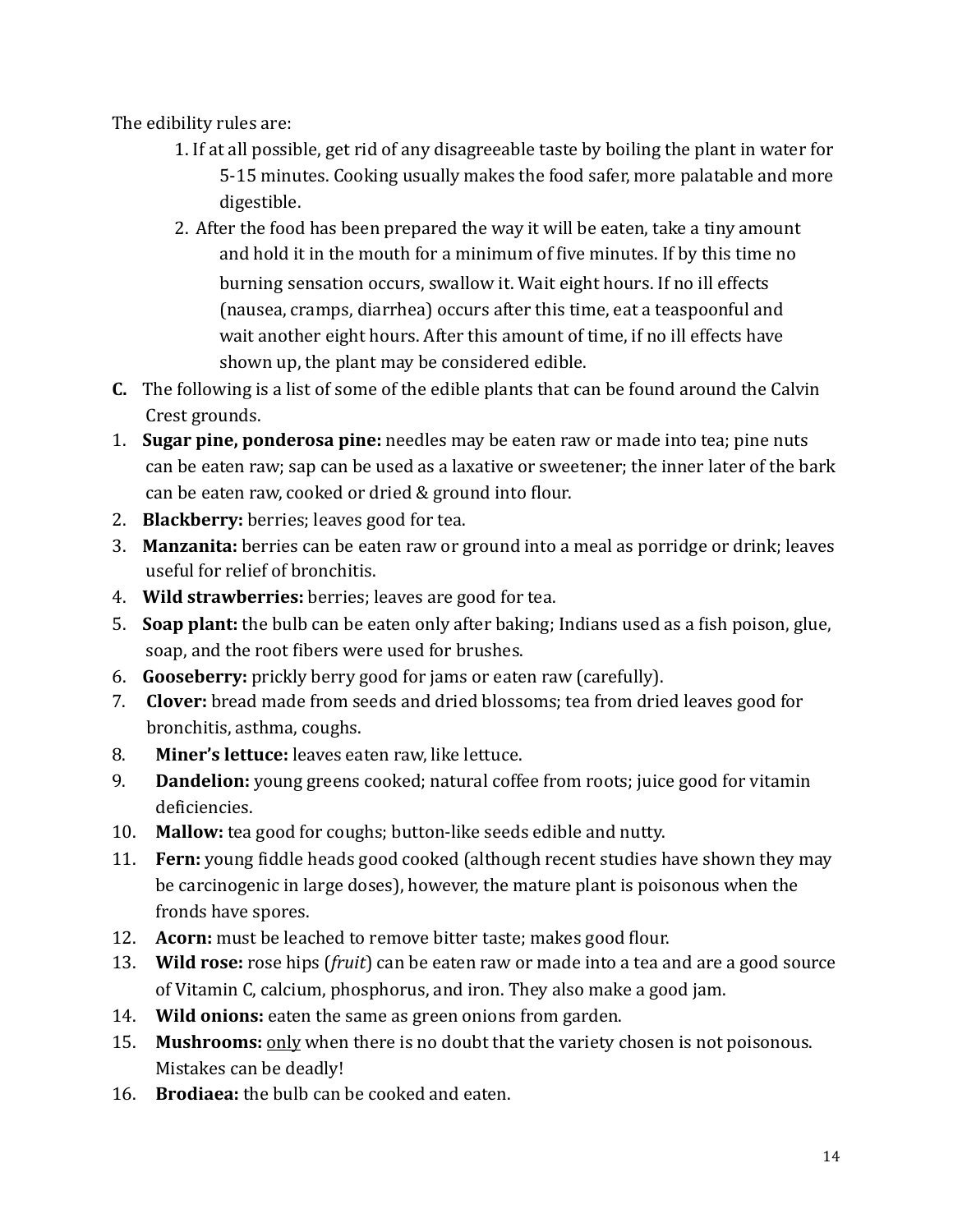The edibility rules are:

1. If at all possible, get rid of any disagreeable taste by boiling the plant in water for 5-15 minutes. Cooking usually makes the food safer, more palatable and more digestible.
2. After the food has been prepared the way it will be eaten, take a tiny amount and hold it in the mouth for a minimum of five minutes. If by this time no burning sensation occurs, swallow it. Wait eight hours. If no ill effects (nausea, cramps, diarrhea) occurs after this time, eat a teaspoonful and wait another eight hours. After this amount of time, if no ill effects have shown up, the plant may be considered edible.

**C.** The following is a list of some of the edible plants that can be found around the Calvin Crest grounds.

1. **Sugar pine, ponderosa pine:** needles may be eaten raw or made into tea; pine nuts can be eaten raw; sap can be used as a laxative or sweetener; the inner later of the bark can be eaten raw, cooked or dried & ground into flour.
2. **Blackberry:** berries; leaves good for tea.
3. **Manzanita:** berries can be eaten raw or ground into a meal as porridge or drink; leaves useful for relief of bronchitis.
4. **Wild strawberries:** berries; leaves are good for tea.
5. **Soap plant:** the bulb can be eaten only after baking; Indians used as a fish poison, glue, soap, and the root fibers were used for brushes.
6. **Gooseberry:** prickly berry good for jams or eaten raw (carefully).
7. **Clover:** bread made from seeds and dried blossoms; tea from dried leaves good for bronchitis, asthma, coughs.
8. **Miner's lettuce:** leaves eaten raw, like lettuce.
9. **Dandelion:** young greens cooked; natural coffee from roots; juice good for vitamin deficiencies.
10. **Mallow:** tea good for coughs; button-like seeds edible and nutty.
11. **Fern:** young fiddle heads good cooked (although recent studies have shown they may be carcinogenic in large doses), however, the mature plant is poisonous when the fronds have spores.
12. **Acorn:** must be leached to remove bitter taste; makes good flour.
13. **Wild rose:** rose hips (*fruit*) can be eaten raw or made into a tea and are a good source of Vitamin C, calcium, phosphorus, and iron. They also make a good jam.
14. **Wild onions:** eaten the same as green onions from garden.
15. **Mushrooms:** only when there is no doubt that the variety chosen is not poisonous. Mistakes can be deadly!
16. **Brodiaea:** the bulb can be cooked and eaten.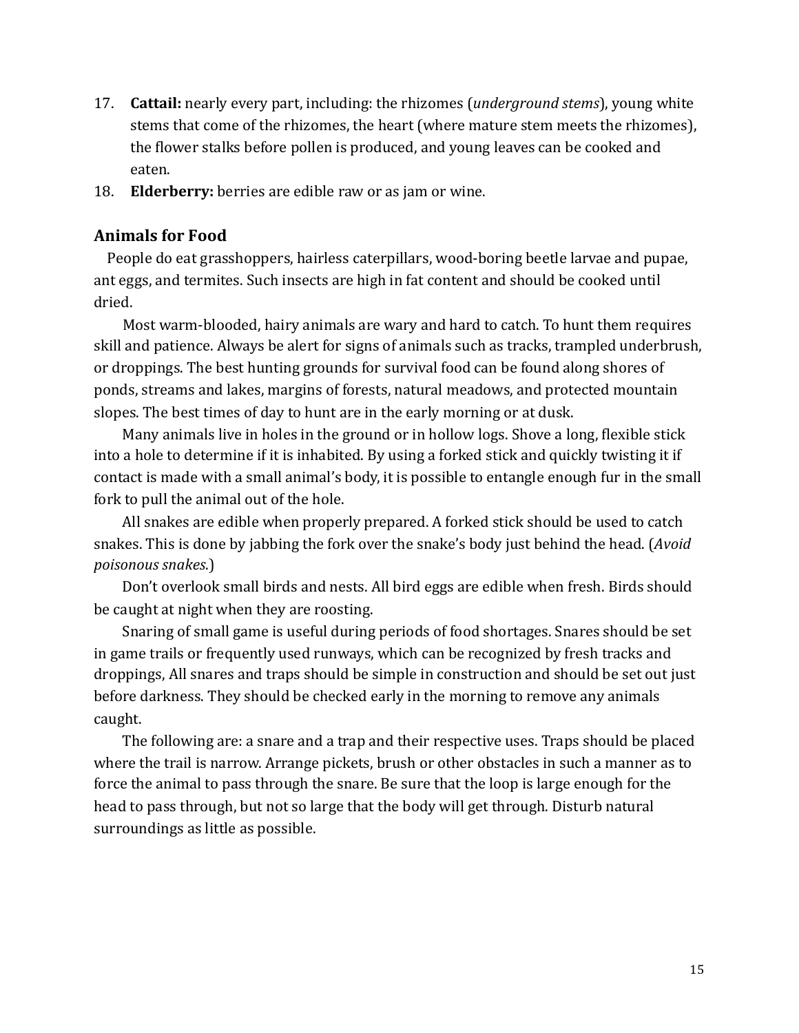17. **Cattail:** nearly every part, including: the rhizomes (*underground stems*), young white stems that come of the rhizomes, the heart (where mature stem meets the rhizomes), the flower stalks before pollen is produced, and young leaves can be cooked and eaten.
18. **Elderberry:** berries are edible raw or as jam or wine.

### Animals for Food

People do eat grasshoppers, hairless caterpillars, wood-boring beetle larvae and pupae, ant eggs, and termites. Such insects are high in fat content and should be cooked until dried.

Most warm-blooded, hairy animals are wary and hard to catch. To hunt them requires skill and patience. Always be alert for signs of animals such as tracks, trampled underbrush, or droppings. The best hunting grounds for survival food can be found along shores of ponds, streams and lakes, margins of forests, natural meadows, and protected mountain slopes. The best times of day to hunt are in the early morning or at dusk.

Many animals live in holes in the ground or in hollow logs. Shove a long, flexible stick into a hole to determine if it is inhabited. By using a forked stick and quickly twisting it if contact is made with a small animal's body, it is possible to entangle enough fur in the small fork to pull the animal out of the hole.

All snakes are edible when properly prepared. A forked stick should be used to catch snakes. This is done by jabbing the fork over the snake's body just behind the head. (*Avoid poisonous snakes*.)

Don't overlook small birds and nests. All bird eggs are edible when fresh. Birds should be caught at night when they are roosting.

Snaring of small game is useful during periods of food shortages. Snares should be set in game trails or frequently used runways, which can be recognized by fresh tracks and droppings, All snares and traps should be simple in construction and should be set out just before darkness. They should be checked early in the morning to remove any animals caught.

The following are: a snare and a trap and their respective uses. Traps should be placed where the trail is narrow. Arrange pickets, brush or other obstacles in such a manner as to force the animal to pass through the snare. Be sure that the loop is large enough for the head to pass through, but not so large that the body will get through. Disturb natural surroundings as little as possible.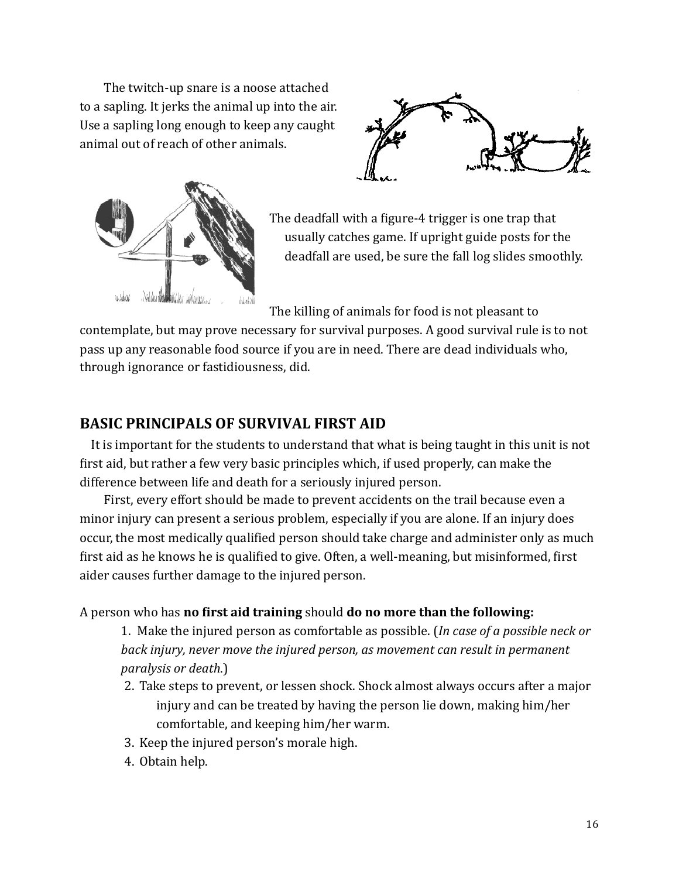The twitch-up snare is a noose attached to a sapling. It jerks the animal up into the air. Use a sapling long enough to keep any caught animal out of reach of other animals.

The deadfall with a figure-4 trigger is one trap that usually catches game. If upright guide posts for the deadfall are used, be sure the fall log slides smoothly.

The killing of animals for food is not pleasant to contemplate, but may prove necessary for survival purposes. A good survival rule is to not pass up any reasonable food source if you are in need. There are dead individuals who, through ignorance or fastidiousness, did.

## BASIC PRINCIPALS OF SURVIVAL FIRST AID

It is important for the students to understand that what is being taught in this unit is not first aid, but rather a few very basic principles which, if used properly, can make the difference between life and death for a seriously injured person.

First, every effort should be made to prevent accidents on the trail because even a minor injury can present a serious problem, especially if you are alone. If an injury does occur, the most medically qualified person should take charge and administer only as much first aid as he knows he is qualified to give. Often, a well-meaning, but misinformed, first aider causes further damage to the injured person.

A person who has **no first aid training** should **do no more than the following:**

1. Make the injured person as comfortable as possible. (*In case of a possible neck or back injury, never move the injured person, as movement can result in permanent paralysis or death.*)
2. Take steps to prevent, or lessen shock. Shock almost always occurs after a major injury and can be treated by having the person lie down, making him/her comfortable, and keeping him/her warm.
3. Keep the injured person's morale high.
4. Obtain help.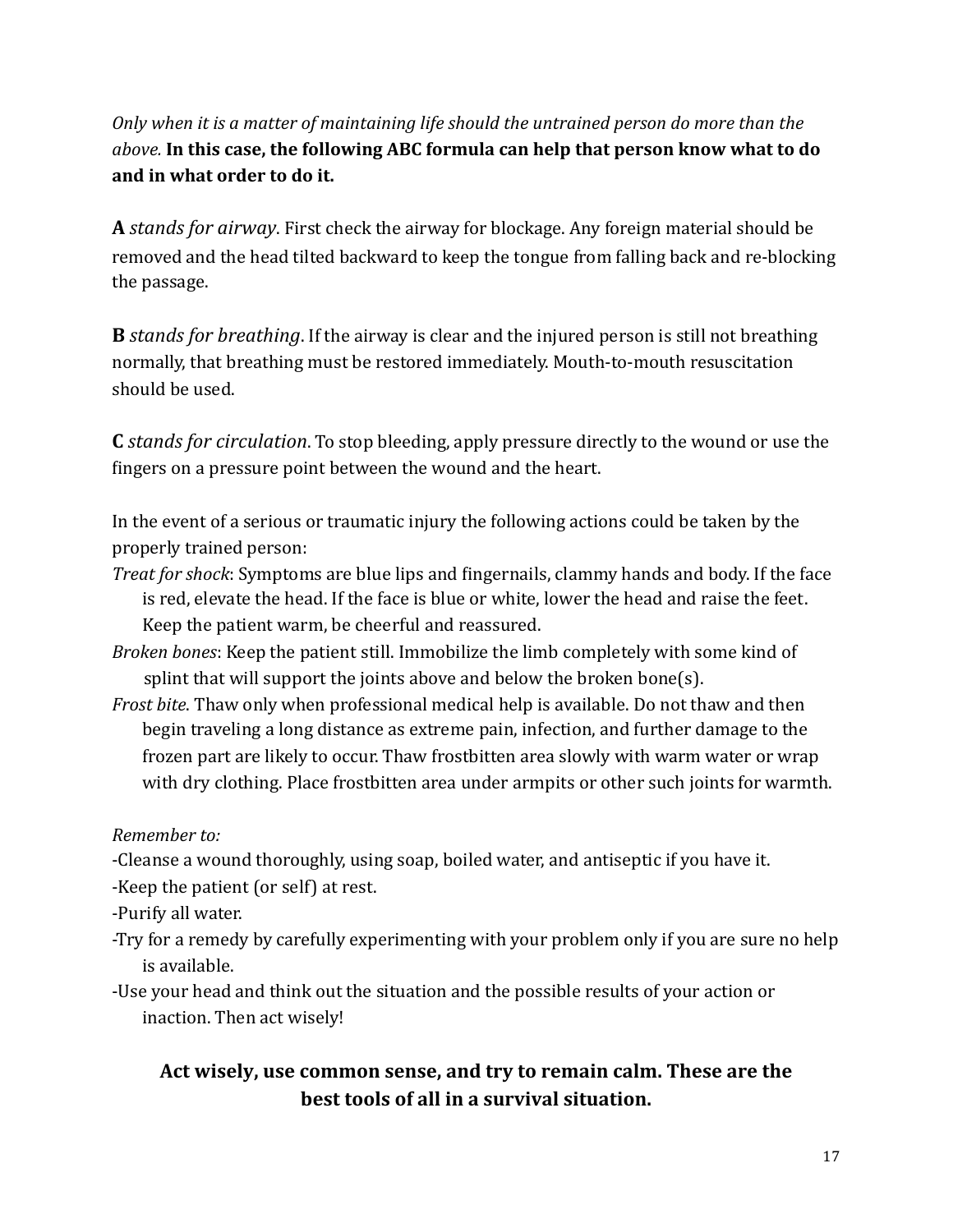*Only when it is a matter of maintaining life should the untrained person do more than the above.* **In this case, the following ABC formula can help that person know what to do and in what order to do it.**

**A** *stands for airway*. First check the airway for blockage. Any foreign material should be removed and the head tilted backward to keep the tongue from falling back and re-blocking the passage.

**B** *stands for breathing*. If the airway is clear and the injured person is still not breathing normally, that breathing must be restored immediately. Mouth-to-mouth resuscitation should be used.

**C** *stands for circulation*. To stop bleeding, apply pressure directly to the wound or use the fingers on a pressure point between the wound and the heart.

In the event of a serious or traumatic injury the following actions could be taken by the properly trained person:

*Treat for shock*: Symptoms are blue lips and fingernails, clammy hands and body. If the face is red, elevate the head. If the face is blue or white, lower the head and raise the feet. Keep the patient warm, be cheerful and reassured.

*Broken bones*: Keep the patient still. Immobilize the limb completely with some kind of splint that will support the joints above and below the broken bone(s).

*Frost bite*. Thaw only when professional medical help is available. Do not thaw and then begin traveling a long distance as extreme pain, infection, and further damage to the frozen part are likely to occur. Thaw frostbitten area slowly with warm water or wrap with dry clothing. Place frostbitten area under armpits or other such joints for warmth.

*Remember to:*

-Cleanse a wound thoroughly, using soap, boiled water, and antiseptic if you have it.

-Keep the patient (or self) at rest.

-Purify all water.

-Try for a remedy by carefully experimenting with your problem only if you are sure no help is available.

-Use your head and think out the situation and the possible results of your action or inaction. Then act wisely!

**Act wisely, use common sense, and try to remain calm. These are the best tools of all in a survival situation.**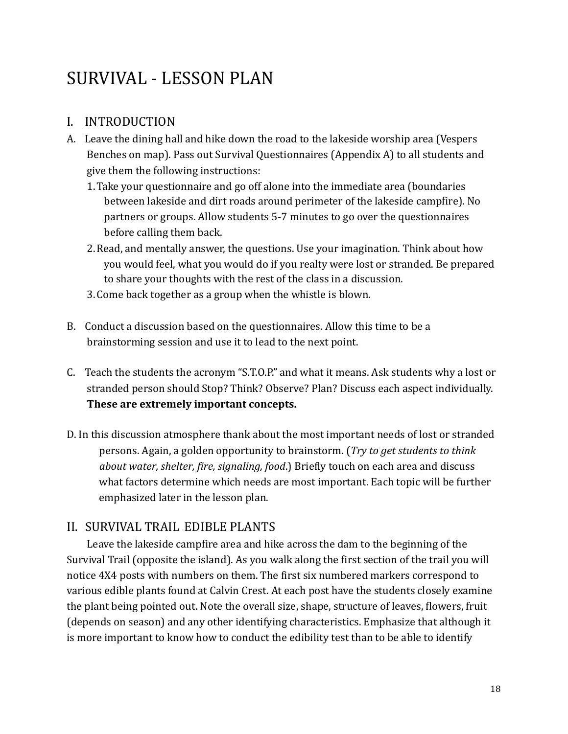# SURVIVAL - LESSON PLAN

## I. INTRODUCTION

A. Leave the dining hall and hike down the road to the lakeside worship area (Vespers Benches on map). Pass out Survival Questionnaires (Appendix A) to all students and give them the following instructions:

1. Take your questionnaire and go off alone into the immediate area (boundaries between lakeside and dirt roads around perimeter of the lakeside campfire). No partners or groups. Allow students 5-7 minutes to go over the questionnaires before calling them back.
2. Read, and mentally answer, the questions. Use your imagination. Think about how you would feel, what you would do if you realty were lost or stranded. Be prepared to share your thoughts with the rest of the class in a discussion.
3. Come back together as a group when the whistle is blown.

B. Conduct a discussion based on the questionnaires. Allow this time to be a brainstorming session and use it to lead to the next point.

C. Teach the students the acronym "S.T.O.P." and what it means. Ask students why a lost or stranded person should Stop? Think? Observe? Plan? Discuss each aspect individually. **These are extremely important concepts.**

D. In this discussion atmosphere thank about the most important needs of lost or stranded persons. Again, a golden opportunity to brainstorm. (*Try to get students to think about water, shelter, fire, signaling, food*.) Briefly touch on each area and discuss what factors determine which needs are most important. Each topic will be further emphasized later in the lesson plan.

## II. SURVIVAL TRAIL EDIBLE PLANTS

Leave the lakeside campfire area and hike across the dam to the beginning of the Survival Trail (opposite the island). As you walk along the first section of the trail you will notice 4X4 posts with numbers on them. The first six numbered markers correspond to various edible plants found at Calvin Crest. At each post have the students closely examine the plant being pointed out. Note the overall size, shape, structure of leaves, flowers, fruit (depends on season) and any other identifying characteristics. Emphasize that although it is more important to know how to conduct the edibility test than to be able to identify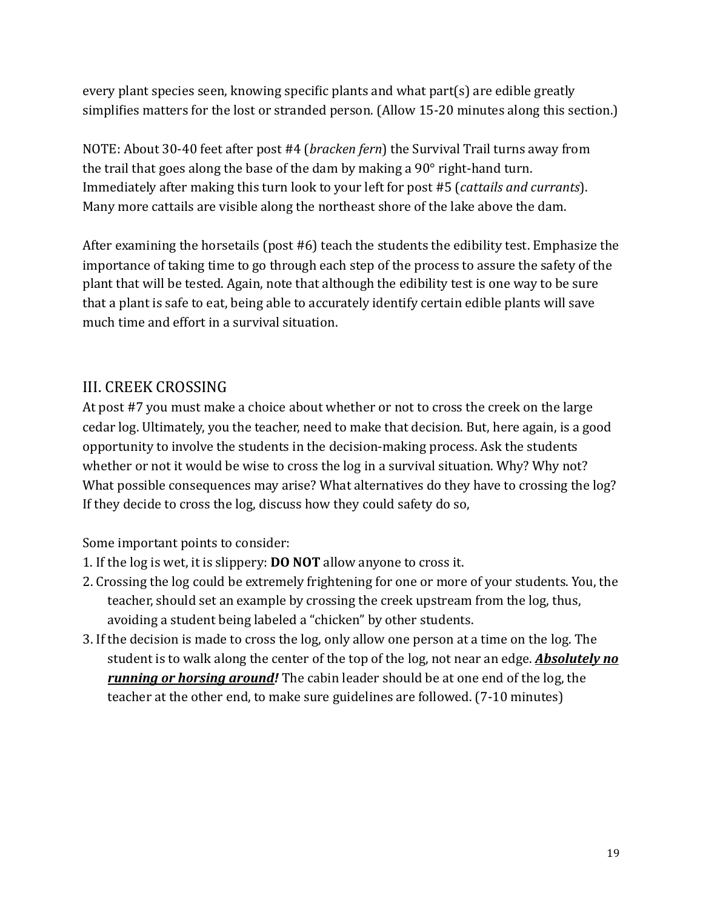every plant species seen, knowing specific plants and what part(s) are edible greatly simplifies matters for the lost or stranded person. (Allow 15-20 minutes along this section.)

NOTE: About 30-40 feet after post #4 (*bracken fern*) the Survival Trail turns away from the trail that goes along the base of the dam by making a 90° right-hand turn. Immediately after making this turn look to your left for post #5 (*cattails and currants*). Many more cattails are visible along the northeast shore of the lake above the dam.

After examining the horsetails (post #6) teach the students the edibility test. Emphasize the importance of taking time to go through each step of the process to assure the safety of the plant that will be tested. Again, note that although the edibility test is one way to be sure that a plant is safe to eat, being able to accurately identify certain edible plants will save much time and effort in a survival situation.

## III. CREEK CROSSING

At post #7 you must make a choice about whether or not to cross the creek on the large cedar log. Ultimately, you the teacher, need to make that decision. But, here again, is a good opportunity to involve the students in the decision-making process. Ask the students whether or not it would be wise to cross the log in a survival situation. Why? Why not? What possible consequences may arise? What alternatives do they have to crossing the log? If they decide to cross the log, discuss how they could safety do so,

Some important points to consider:

1. If the log is wet, it is slippery: **DO NOT** allow anyone to cross it.
2. Crossing the log could be extremely frightening for one or more of your students. You, the teacher, should set an example by crossing the creek upstream from the log, thus, avoiding a student being labeled a "chicken" by other students.
3. If the decision is made to cross the log, only allow one person at a time on the log. The student is to walk along the center of the top of the log, not near an edge. ***Absolutely no running or horsing around!*** The cabin leader should be at one end of the log, the teacher at the other end, to make sure guidelines are followed. (7-10 minutes)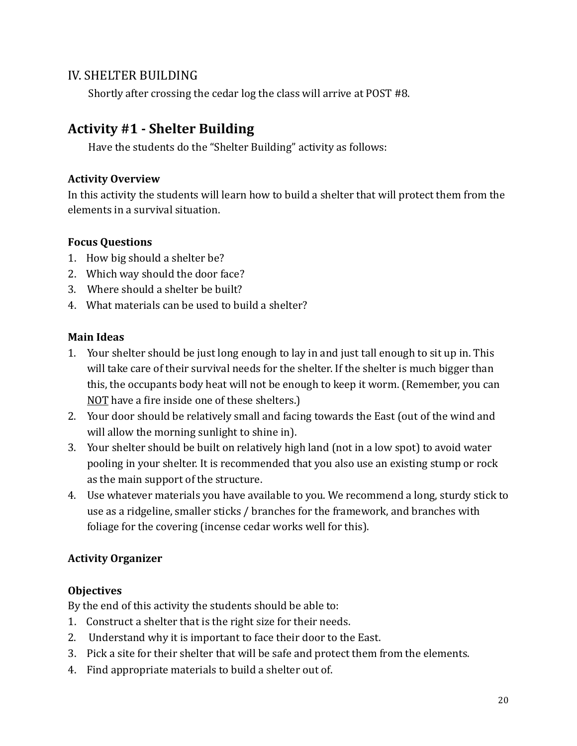## IV. SHELTER BUILDING

Shortly after crossing the cedar log the class will arrive at POST #8.

## Activity #1 - Shelter Building

Have the students do the "Shelter Building" activity as follows:

**Activity Overview**

In this activity the students will learn how to build a shelter that will protect them from the elements in a survival situation.

**Focus Questions**

1. How big should a shelter be?
2. Which way should the door face?
3. Where should a shelter be built?
4. What materials can be used to build a shelter?

**Main Ideas**

1. Your shelter should be just long enough to lay in and just tall enough to sit up in. This will take care of their survival needs for the shelter. If the shelter is much bigger than this, the occupants body heat will not be enough to keep it worm. (Remember, you can <u>NOT</u> have a fire inside one of these shelters.)
2. Your door should be relatively small and facing towards the East (out of the wind and will allow the morning sunlight to shine in).
3. Your shelter should be built on relatively high land (not in a low spot) to avoid water pooling in your shelter. It is recommended that you also use an existing stump or rock as the main support of the structure.
4. Use whatever materials you have available to you. We recommend a long, sturdy stick to use as a ridgeline, smaller sticks / branches for the framework, and branches with foliage for the covering (incense cedar works well for this).

**Activity Organizer**

**Objectives**

By the end of this activity the students should be able to:

1. Construct a shelter that is the right size for their needs.
2. Understand why it is important to face their door to the East.
3. Pick a site for their shelter that will be safe and protect them from the elements.
4. Find appropriate materials to build a shelter out of.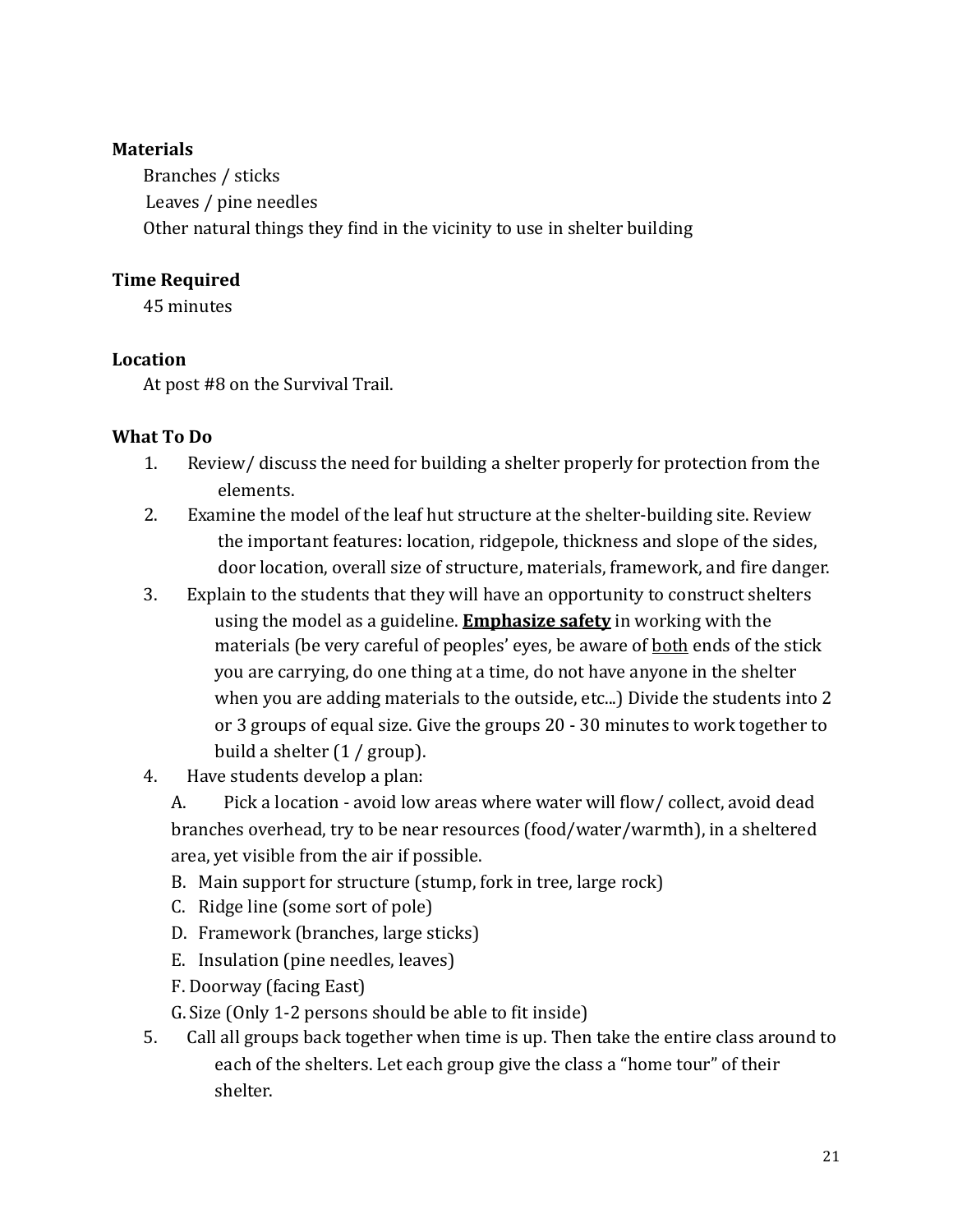**Materials**

Branches / sticks
Leaves / pine needles
Other natural things they find in the vicinity to use in shelter building

**Time Required**

45 minutes

**Location**

At post #8 on the Survival Trail.

**What To Do**

1. Review/ discuss the need for building a shelter properly for protection from the elements.
2. Examine the model of the leaf hut structure at the shelter-building site. Review the important features: location, ridgepole, thickness and slope of the sides, door location, overall size of structure, materials, framework, and fire danger.
3. Explain to the students that they will have an opportunity to construct shelters using the model as a guideline. **<u>Emphasize safety</u>** in working with the materials (be very careful of peoples' eyes, be aware of <u>both</u> ends of the stick you are carrying, do one thing at a time, do not have anyone in the shelter when you are adding materials to the outside, etc...) Divide the students into 2 or 3 groups of equal size. Give the groups 20 - 30 minutes to work together to build a shelter (1 / group).
4. Have students develop a plan:
   A. Pick a location - avoid low areas where water will flow/ collect, avoid dead branches overhead, try to be near resources (food/water/warmth), in a sheltered area, yet visible from the air if possible.
   B. Main support for structure (stump, fork in tree, large rock)
   C. Ridge line (some sort of pole)
   D. Framework (branches, large sticks)
   E. Insulation (pine needles, leaves)
   F. Doorway (facing East)
   G. Size (Only 1-2 persons should be able to fit inside)
5. Call all groups back together when time is up. Then take the entire class around to each of the shelters. Let each group give the class a "home tour" of their shelter.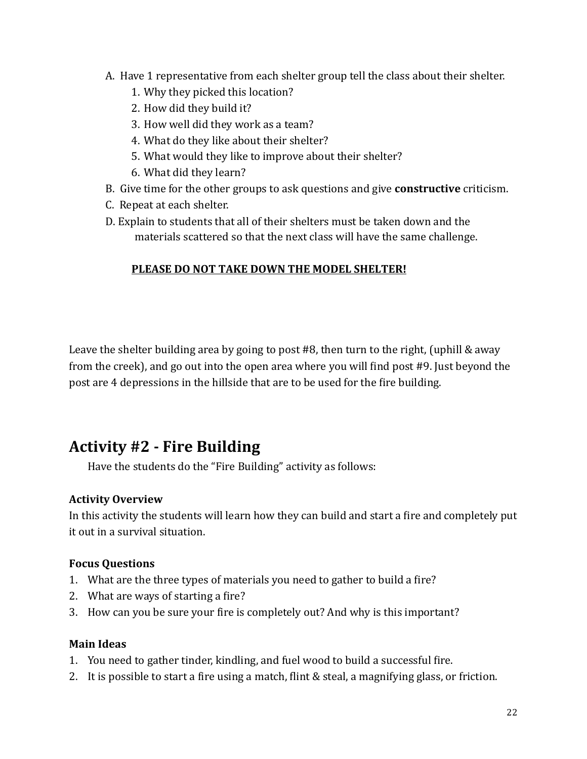A. Have 1 representative from each shelter group tell the class about their shelter.
   1. Why they picked this location?
   2. How did they build it?
   3. How well did they work as a team?
   4. What do they like about their shelter?
   5. What would they like to improve about their shelter?
   6. What did they learn?

B. Give time for the other groups to ask questions and give **constructive** criticism.

C. Repeat at each shelter.

D. Explain to students that all of their shelters must be taken down and the materials scattered so that the next class will have the same challenge.

**PLEASE DO NOT TAKE DOWN THE MODEL SHELTER!**

Leave the shelter building area by going to post #8, then turn to the right, (uphill & away from the creek), and go out into the open area where you will find post #9. Just beyond the post are 4 depressions in the hillside that are to be used for the fire building.

## Activity #2 - Fire Building

Have the students do the "Fire Building" activity as follows:

### Activity Overview

In this activity the students will learn how they can build and start a fire and completely put it out in a survival situation.

### Focus Questions

1. What are the three types of materials you need to gather to build a fire?
2. What are ways of starting a fire?
3. How can you be sure your fire is completely out? And why is this important?

### Main Ideas

1. You need to gather tinder, kindling, and fuel wood to build a successful fire.
2. It is possible to start a fire using a match, flint & steal, a magnifying glass, or friction.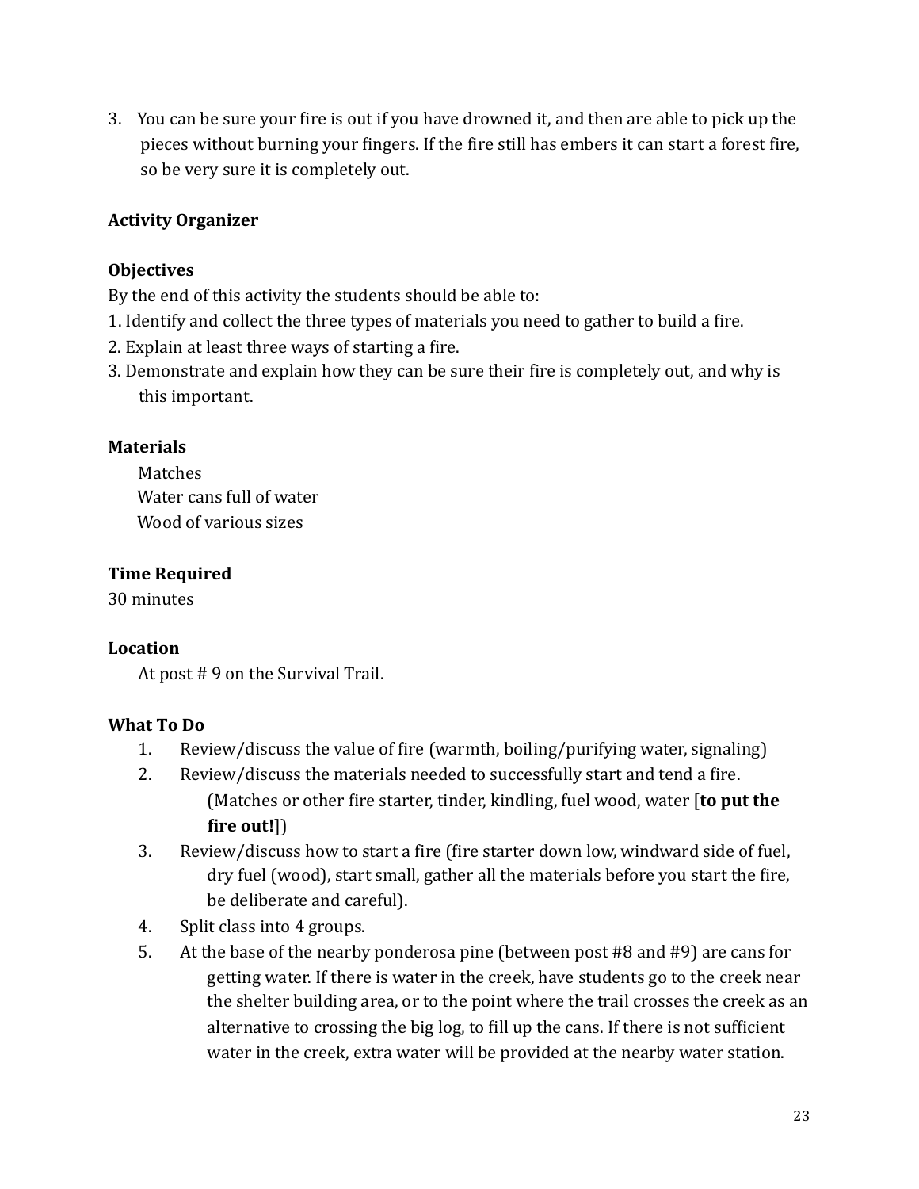3. You can be sure your fire is out if you have drowned it, and then are able to pick up the pieces without burning your fingers. If the fire still has embers it can start a forest fire, so be very sure it is completely out.

**Activity Organizer**

**Objectives**

By the end of this activity the students should be able to:

1. Identify and collect the three types of materials you need to gather to build a fire.
2. Explain at least three ways of starting a fire.
3. Demonstrate and explain how they can be sure their fire is completely out, and why is this important.

**Materials**

Matches
Water cans full of water
Wood of various sizes

**Time Required**

30 minutes

**Location**

At post # 9 on the Survival Trail.

**What To Do**

1. Review/discuss the value of fire (warmth, boiling/purifying water, signaling)
2. Review/discuss the materials needed to successfully start and tend a fire. (Matches or other fire starter, tinder, kindling, fuel wood, water [**to put the fire out!**])
3. Review/discuss how to start a fire (fire starter down low, windward side of fuel, dry fuel (wood), start small, gather all the materials before you start the fire, be deliberate and careful).
4. Split class into 4 groups.
5. At the base of the nearby ponderosa pine (between post #8 and #9) are cans for getting water. If there is water in the creek, have students go to the creek near the shelter building area, or to the point where the trail crosses the creek as an alternative to crossing the big log, to fill up the cans. If there is not sufficient water in the creek, extra water will be provided at the nearby water station.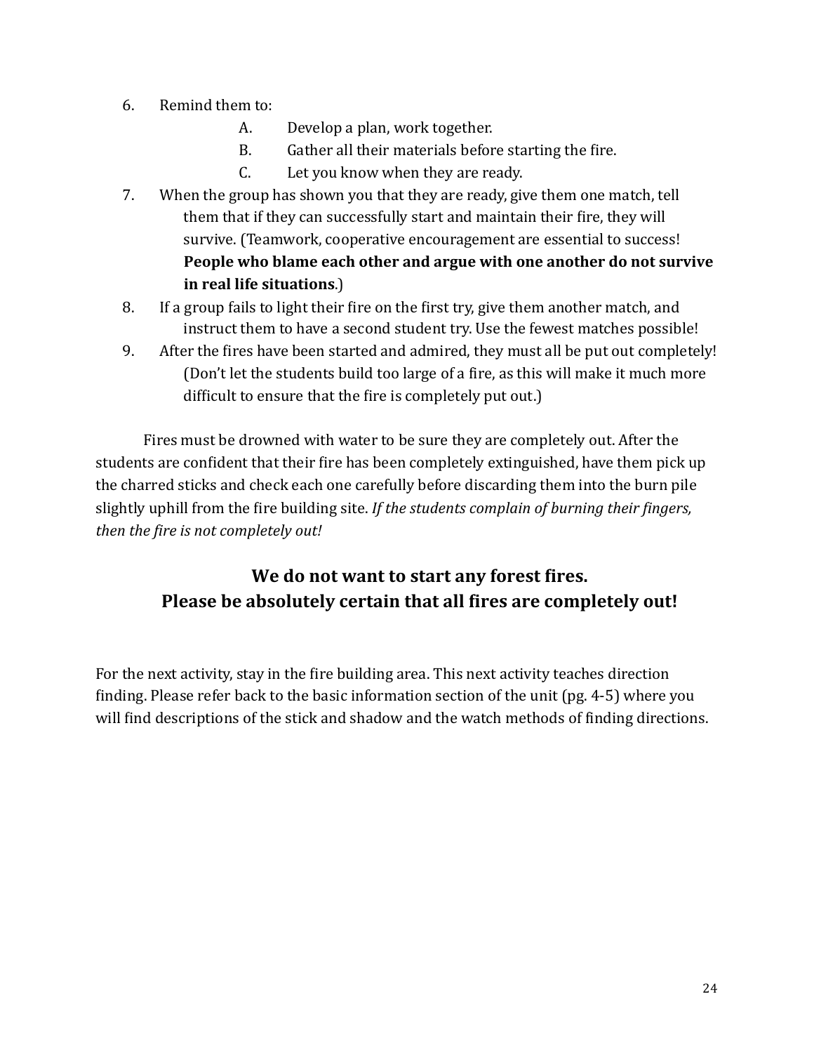6. Remind them to:
    A. Develop a plan, work together.
    B. Gather all their materials before starting the fire.
    C. Let you know when they are ready.
7. When the group has shown you that they are ready, give them one match, tell them that if they can successfully start and maintain their fire, they will survive. (Teamwork, cooperative encouragement are essential to success! **People who blame each other and argue with one another do not survive in real life situations**.)
8. If a group fails to light their fire on the first try, give them another match, and instruct them to have a second student try. Use the fewest matches possible!
9. After the fires have been started and admired, they must all be put out completely! (Don't let the students build too large of a fire, as this will make it much more difficult to ensure that the fire is completely put out.)

Fires must be drowned with water to be sure they are completely out. After the students are confident that their fire has been completely extinguished, have them pick up the charred sticks and check each one carefully before discarding them into the burn pile slightly uphill from the fire building site. *If the students complain of burning their fingers, then the fire is not completely out!*

### We do not want to start any forest fires.
### Please be absolutely certain that all fires are completely out!

For the next activity, stay in the fire building area. This next activity teaches direction finding. Please refer back to the basic information section of the unit (pg. 4-5) where you will find descriptions of the stick and shadow and the watch methods of finding directions.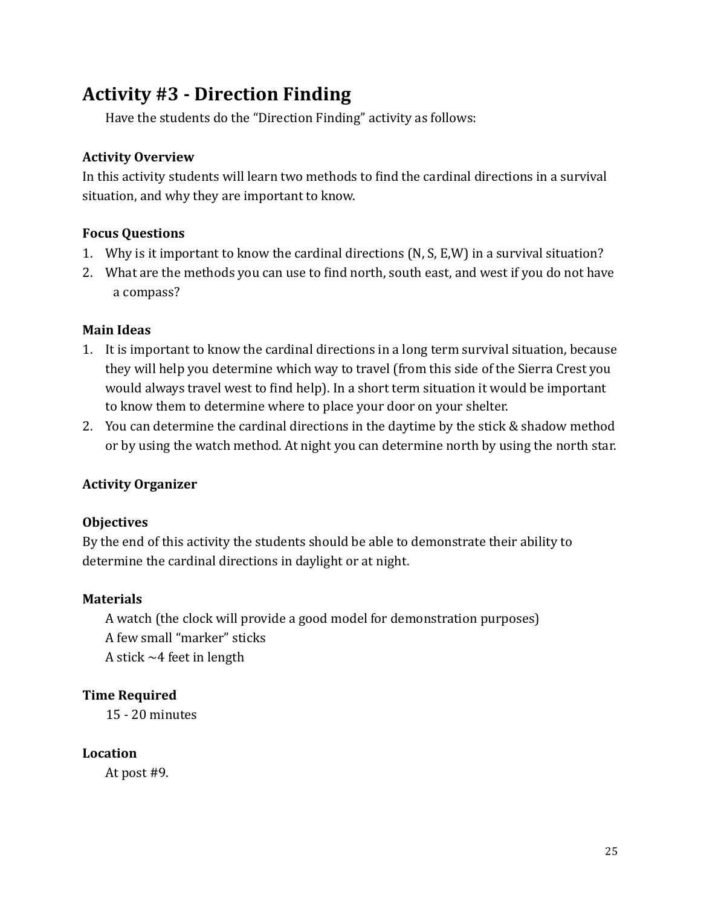## Activity #3 - Direction Finding

Have the students do the "Direction Finding" activity as follows:

**Activity Overview**

In this activity students will learn two methods to find the cardinal directions in a survival situation, and why they are important to know.

**Focus Questions**

1. Why is it important to know the cardinal directions (N, S, E,W) in a survival situation?
2. What are the methods you can use to find north, south east, and west if you do not have a compass?

**Main Ideas**

1. It is important to know the cardinal directions in a long term survival situation, because they will help you determine which way to travel (from this side of the Sierra Crest you would always travel west to find help). In a short term situation it would be important to know them to determine where to place your door on your shelter.
2. You can determine the cardinal directions in the daytime by the stick & shadow method or by using the watch method. At night you can determine north by using the north star.

**Activity Organizer**

**Objectives**

By the end of this activity the students should be able to demonstrate their ability to determine the cardinal directions in daylight or at night.

**Materials**

A watch (the clock will provide a good model for demonstration purposes)
A few small "marker" sticks
A stick ~4 feet in length

**Time Required**

15 - 20 minutes

**Location**

At post #9.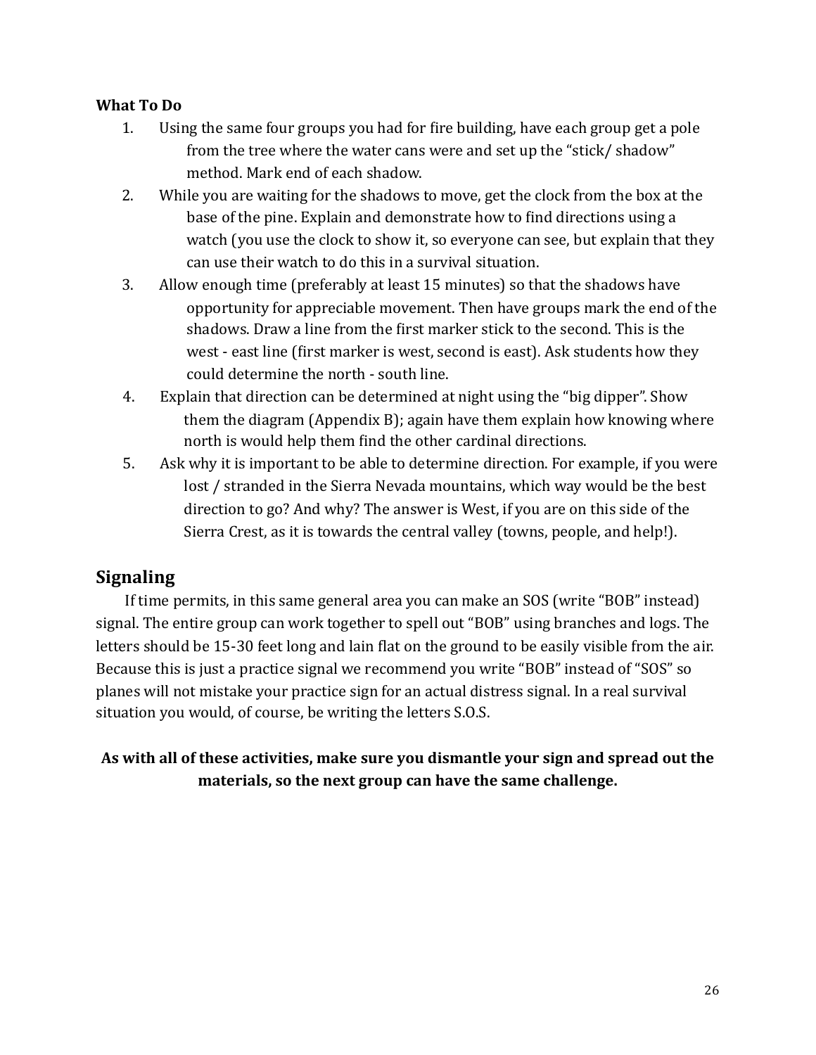**What To Do**

1. Using the same four groups you had for fire building, have each group get a pole from the tree where the water cans were and set up the "stick/ shadow" method. Mark end of each shadow.
2. While you are waiting for the shadows to move, get the clock from the box at the base of the pine. Explain and demonstrate how to find directions using a watch (you use the clock to show it, so everyone can see, but explain that they can use their watch to do this in a survival situation.
3. Allow enough time (preferably at least 15 minutes) so that the shadows have opportunity for appreciable movement. Then have groups mark the end of the shadows. Draw a line from the first marker stick to the second. This is the west - east line (first marker is west, second is east). Ask students how they could determine the north - south line.
4. Explain that direction can be determined at night using the "big dipper". Show them the diagram (Appendix B); again have them explain how knowing where north is would help them find the other cardinal directions.
5. Ask why it is important to be able to determine direction. For example, if you were lost / stranded in the Sierra Nevada mountains, which way would be the best direction to go? And why? The answer is West, if you are on this side of the Sierra Crest, as it is towards the central valley (towns, people, and help!).

## Signaling

If time permits, in this same general area you can make an SOS (write "BOB" instead) signal. The entire group can work together to spell out "BOB" using branches and logs. The letters should be 15-30 feet long and lain flat on the ground to be easily visible from the air. Because this is just a practice signal we recommend you write "BOB" instead of "SOS" so planes will not mistake your practice sign for an actual distress signal. In a real survival situation you would, of course, be writing the letters S.O.S.

**As with all of these activities, make sure you dismantle your sign and spread out the materials, so the next group can have the same challenge.**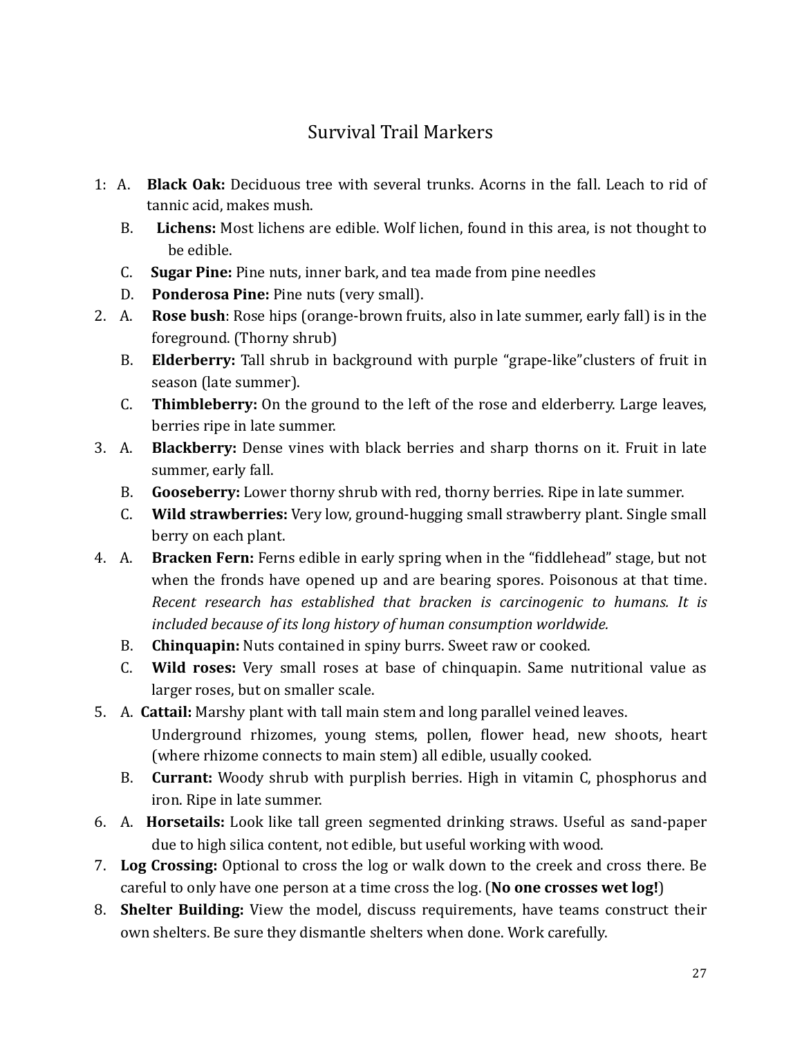# Survival Trail Markers

1: A. **Black Oak:** Deciduous tree with several trunks. Acorns in the fall. Leach to rid of tannic acid, makes mush.
   B. **Lichens:** Most lichens are edible. Wolf lichen, found in this area, is not thought to be edible.
   C. **Sugar Pine:** Pine nuts, inner bark, and tea made from pine needles
   D. **Ponderosa Pine:** Pine nuts (very small).
2. A. **Rose bush**: Rose hips (orange-brown fruits, also in late summer, early fall) is in the foreground. (Thorny shrub)
   B. **Elderberry:** Tall shrub in background with purple "grape-like"clusters of fruit in season (late summer).
   C. **Thimbleberry:** On the ground to the left of the rose and elderberry. Large leaves, berries ripe in late summer.
3. A. **Blackberry:** Dense vines with black berries and sharp thorns on it. Fruit in late summer, early fall.
   B. **Gooseberry:** Lower thorny shrub with red, thorny berries. Ripe in late summer.
   C. **Wild strawberries:** Very low, ground-hugging small strawberry plant. Single small berry on each plant.
4. A. **Bracken Fern:** Ferns edible in early spring when in the "fiddlehead" stage, but not when the fronds have opened up and are bearing spores. Poisonous at that time. *Recent research has established that bracken is carcinogenic to humans. It is included because of its long history of human consumption worldwide.*
   B. **Chinquapin:** Nuts contained in spiny burrs. Sweet raw or cooked.
   C. **Wild roses:** Very small roses at base of chinquapin. Same nutritional value as larger roses, but on smaller scale.
5. A. **Cattail:** Marshy plant with tall main stem and long parallel veined leaves.
   Underground rhizomes, young stems, pollen, flower head, new shoots, heart (where rhizome connects to main stem) all edible, usually cooked.
   B. **Currant:** Woody shrub with purplish berries. High in vitamin C, phosphorus and iron. Ripe in late summer.
6. A. **Horsetails:** Look like tall green segmented drinking straws. Useful as sand-paper due to high silica content, not edible, but useful working with wood.
7. **Log Crossing:** Optional to cross the log or walk down to the creek and cross there. Be careful to only have one person at a time cross the log. (**No one crosses wet log!**)
8. **Shelter Building:** View the model, discuss requirements, have teams construct their own shelters. Be sure they dismantle shelters when done. Work carefully.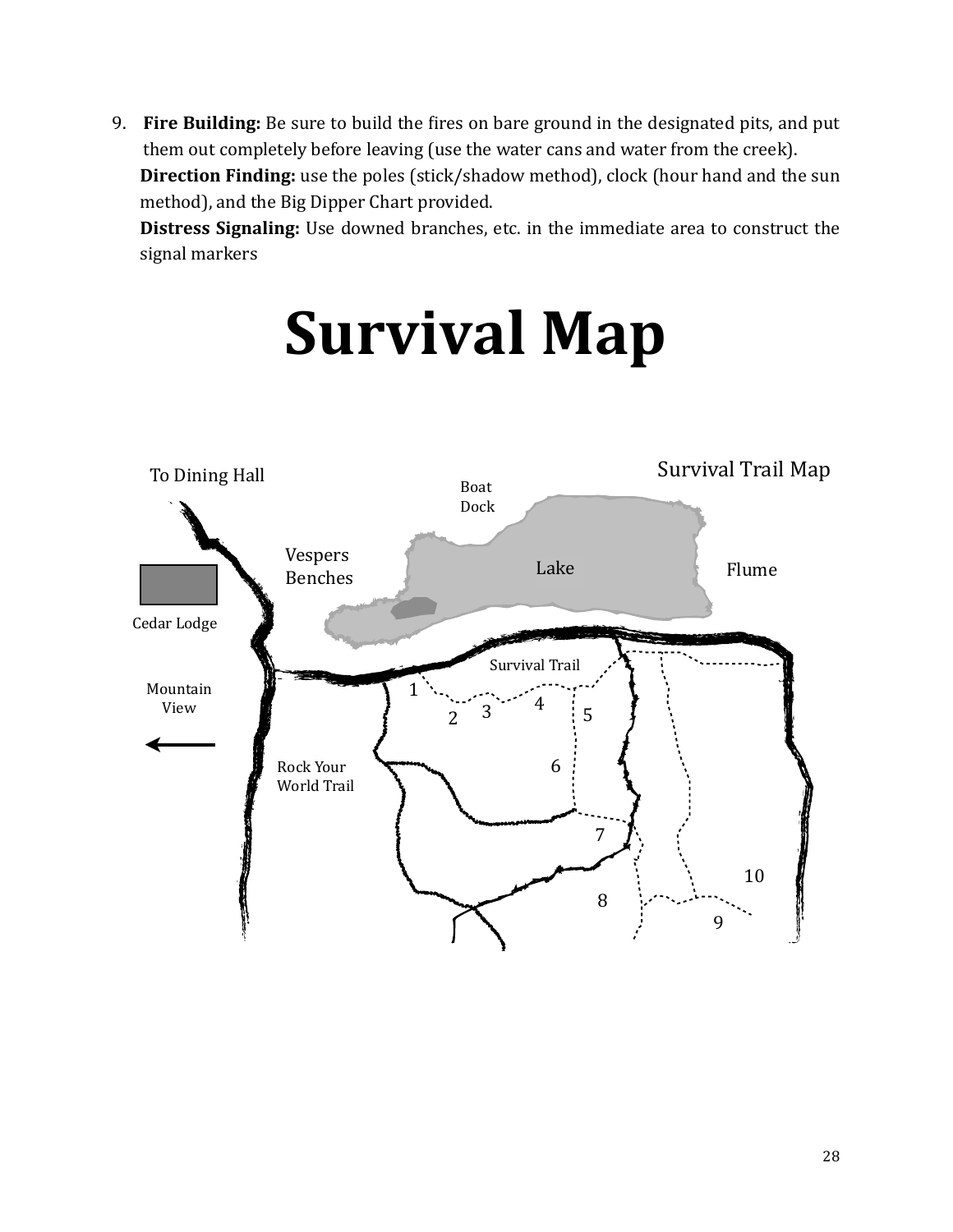9. **Fire Building:** Be sure to build the fires on bare ground in the designated pits, and put them out completely before leaving (use the water cans and water from the creek).
   **Direction Finding:** use the poles (stick/shadow method), clock (hour hand and the sun method), and the Big Dipper Chart provided.
   **Distress Signaling:** Use downed branches, etc. in the immediate area to construct the signal markers

# Survival Map

Survival Trail Map

To Dining Hall

Boat Dock

Vespers Benches

Lake

Flume

Cedar Lodge

Survival Trail

Mountain View

1 2 3 4 5 6 7 8 9 10

Rock Your World Trail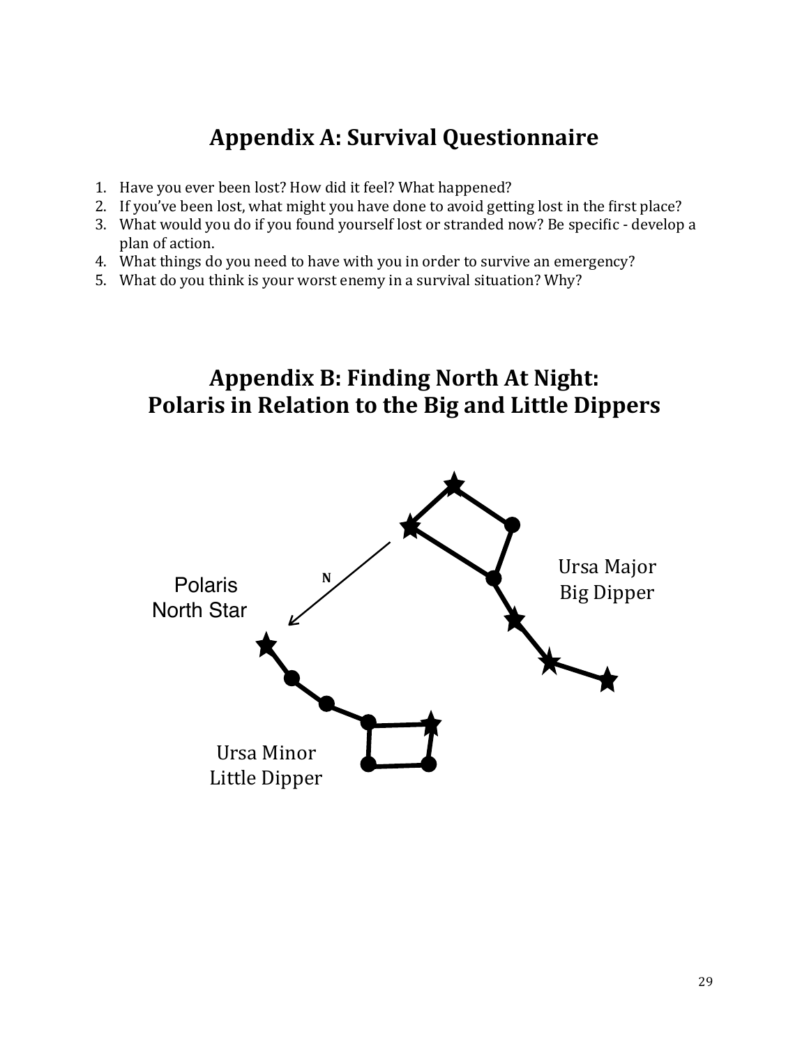## Appendix A: Survival Questionnaire

1. Have you ever been lost? How did it feel? What happened?
2. If you've been lost, what might you have done to avoid getting lost in the first place?
3. What would you do if you found yourself lost or stranded now? Be specific - develop a plan of action.
4. What things do you need to have with you in order to survive an emergency?
5. What do you think is your worst enemy in a survival situation? Why?

## Appendix B: Finding North At Night: Polaris in Relation to the Big and Little Dippers

Ursa Major
Big Dipper

N

Polaris
North Star

Ursa Minor
Little Dipper